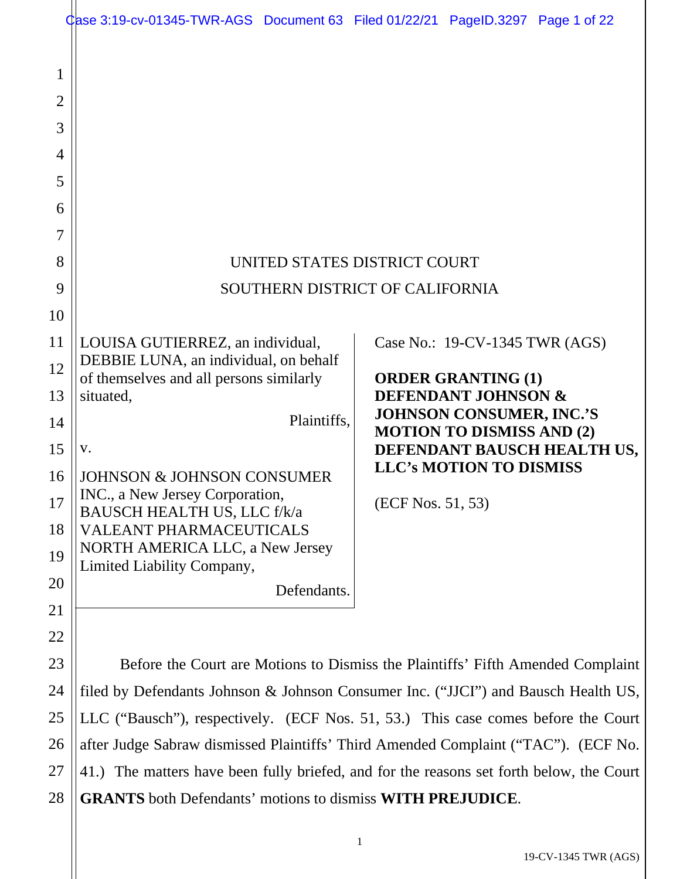UNITED STATES DISTRICT COURT

SOUTHERN DISTRICT OF CALIFORNIA

LOUISA GUTIERREZ, an individual, DEBBIE LUNA, an individual, on behalf of themselves and all persons similarly situated,

Plaintiffs,

v.

JOHNSON & JOHNSON CONSUMER INC., a New Jersey Corporation, BAUSCH HEALTH US, LLC f/k/a VALEANT PHARMACEUTICALS NORTH AMERICA LLC, a New Jersey Limited Liability Company,

Defendants.

Case No.: 19-CV-1345 TWR (AGS)

**ORDER GRANTING (1) DEFENDANT JOHNSON & JOHNSON CONSUMER, INC.'S MOTION TO DISMISS AND (2) DEFENDANT BAUSCH HEALTH US, LLC's MOTION TO DISMISS**

(ECF Nos. 51, 53)

Before the Court are Motions to Dismiss the Plaintiffs' Fifth Amended Complaint filed by Defendants Johnson & Johnson Consumer Inc. ("JJCI") and Bausch Health US, LLC ("Bausch"), respectively. (ECF Nos. 51, 53.) This case comes before the Court after Judge Sabraw dismissed Plaintiffs' Third Amended Complaint ("TAC"). (ECF No. 41.) The matters have been fully briefed, and for the reasons set forth below, the Court **GRANTS** both Defendants' motions to dismiss **WITH PREJUDICE**.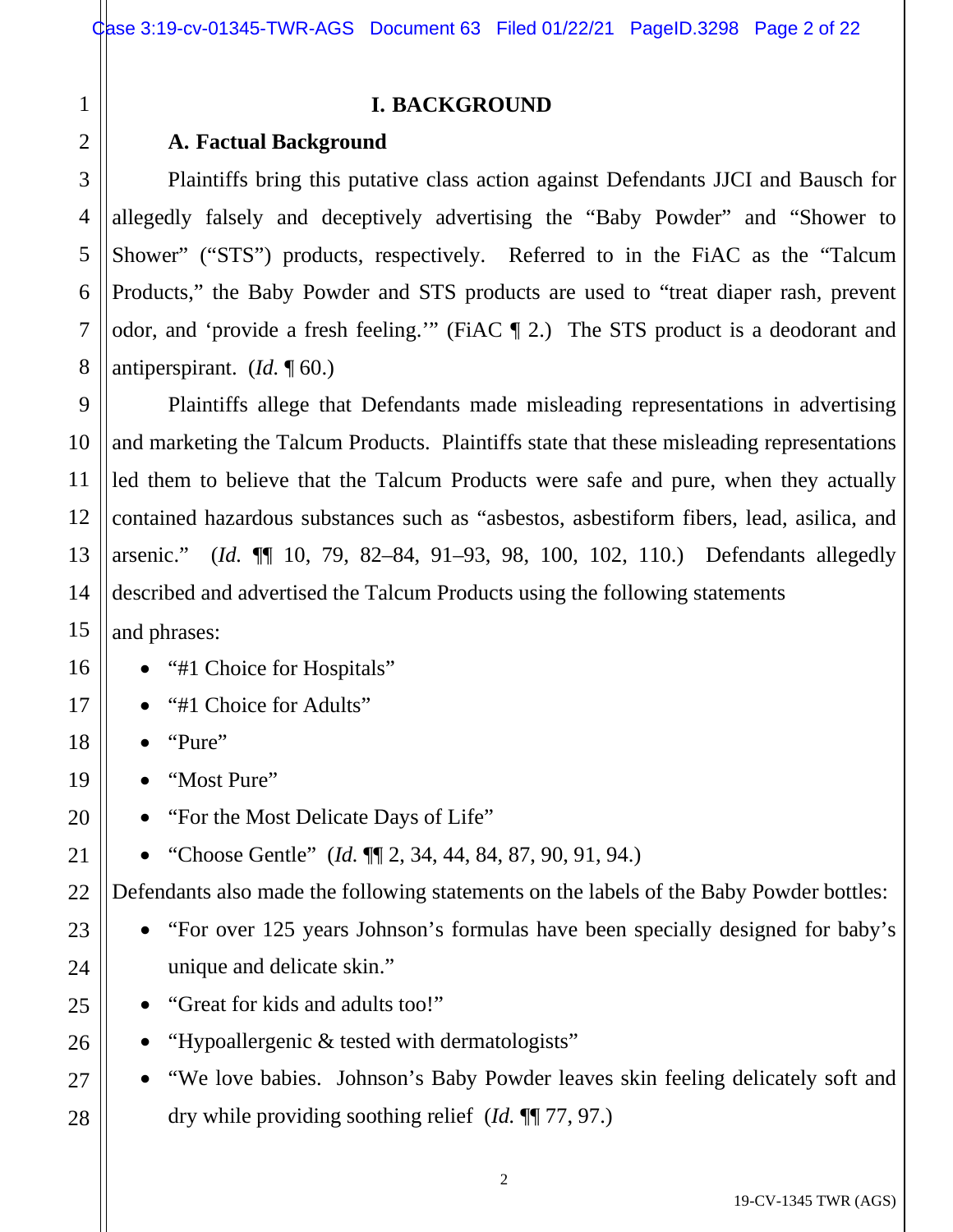# I. BACKGROUND

## A. Factual Background

Plaintiffs bring this putative class action against Defendants JJCI and Bausch for allegedly falsely and deceptively advertising the "Baby Powder" and "Shower to Shower" ("STS") products, respectively. Referred to in the FiAC as the "Talcum Products," the Baby Powder and STS products are used to "treat diaper rash, prevent odor, and 'provide a fresh feeling.'" (FiAC ¶ 2.) The STS product is a deodorant and antiperspirant. (*Id.* ¶ 60.)

Plaintiffs allege that Defendants made misleading representations in advertising and marketing the Talcum Products. Plaintiffs state that these misleading representations led them to believe that the Talcum Products were safe and pure, when they actually contained hazardous substances such as "asbestos, asbestiform fibers, lead, asilica, and arsenic." (*Id.* ¶¶ 10, 79, 82–84, 91–93, 98, 100, 102, 110.) Defendants allegedly described and advertised the Talcum Products using the following statements and phrases:

- "#1 Choice for Hospitals"
- "#1 Choice for Adults"
- "Pure"
- "Most Pure"
- "For the Most Delicate Days of Life"
- "Choose Gentle" (*Id.* ¶¶ 2, 34, 44, 84, 87, 90, 91, 94.)

Defendants also made the following statements on the labels of the Baby Powder bottles:

- "For over 125 years Johnson's formulas have been specially designed for baby's unique and delicate skin."
- "Great for kids and adults too!"
- "Hypoallergenic & tested with dermatologists"
- "We love babies. Johnson's Baby Powder leaves skin feeling delicately soft and dry while providing soothing relief (*Id.* ¶¶ 77, 97.)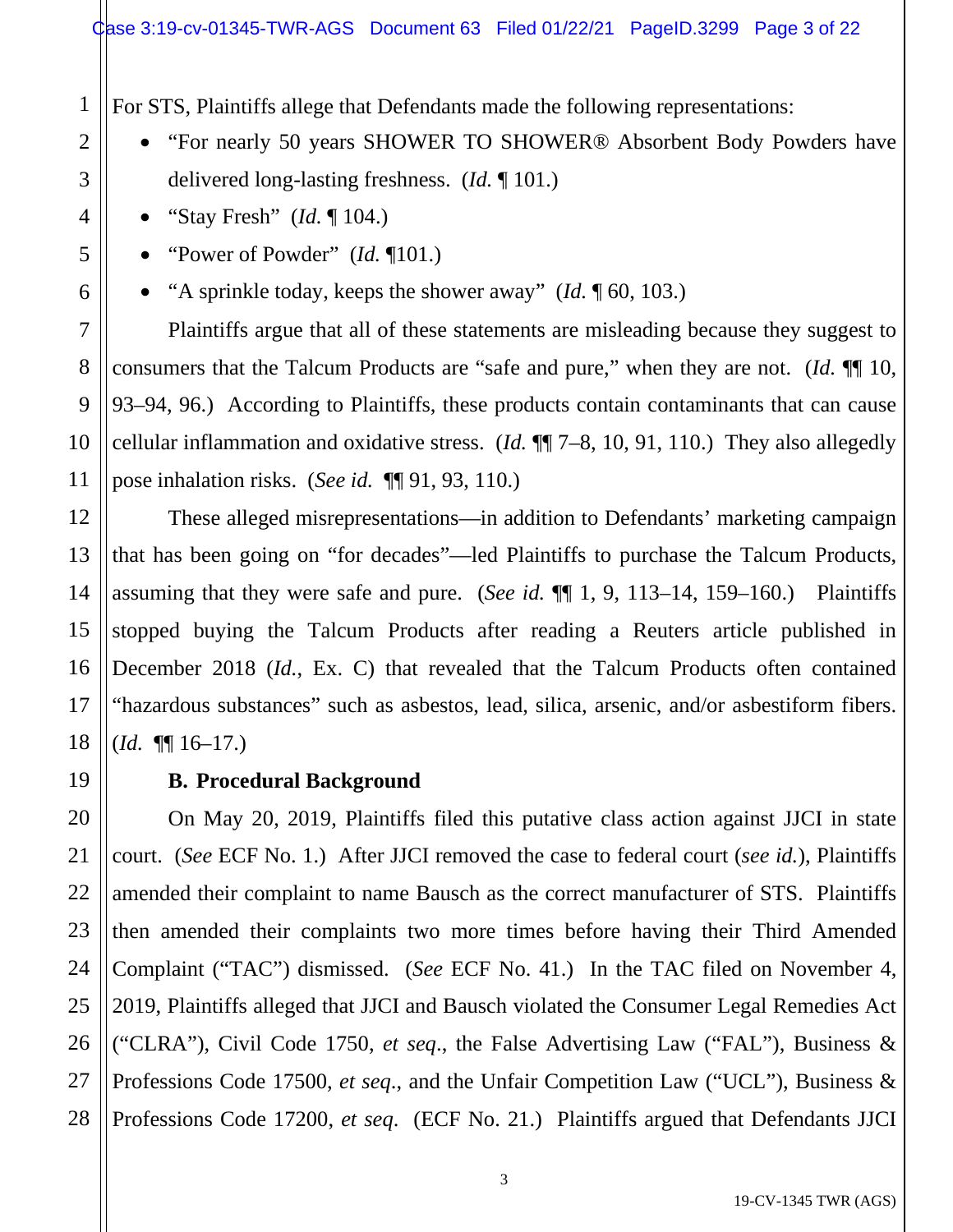For STS, Plaintiffs allege that Defendants made the following representations:

- "For nearly 50 years SHOWER TO SHOWER® Absorbent Body Powders have delivered long-lasting freshness. (*Id.* ¶ 101.)
- "Stay Fresh" (*Id.* ¶ 104.)
- "Power of Powder" (*Id.* ¶101.)
- "A sprinkle today, keeps the shower away" (*Id.* ¶ 60, 103.)

Plaintiffs argue that all of these statements are misleading because they suggest to consumers that the Talcum Products are "safe and pure," when they are not. (*Id.* ¶¶ 10, 93–94, 96.) According to Plaintiffs, these products contain contaminants that can cause cellular inflammation and oxidative stress. (*Id.* ¶¶ 7–8, 10, 91, 110.) They also allegedly pose inhalation risks. (*See id.* ¶¶ 91, 93, 110.)

These alleged misrepresentations—in addition to Defendants' marketing campaign that has been going on "for decades"—led Plaintiffs to purchase the Talcum Products, assuming that they were safe and pure. (*See id.* ¶¶ 1, 9, 113–14, 159–160.) Plaintiffs stopped buying the Talcum Products after reading a Reuters article published in December 2018 (*Id.*, Ex. C) that revealed that the Talcum Products often contained "hazardous substances" such as asbestos, lead, silica, arsenic, and/or asbestiform fibers. (*Id.* ¶¶ 16–17.)

### B. Procedural Background

On May 20, 2019, Plaintiffs filed this putative class action against JJCI in state court. (*See* ECF No. 1.) After JJCI removed the case to federal court (*see id.*), Plaintiffs amended their complaint to name Bausch as the correct manufacturer of STS. Plaintiffs then amended their complaints two more times before having their Third Amended Complaint ("TAC") dismissed. (*See* ECF No. 41.) In the TAC filed on November 4, 2019, Plaintiffs alleged that JJCI and Bausch violated the Consumer Legal Remedies Act ("CLRA"), Civil Code 1750, *et seq*., the False Advertising Law ("FAL"), Business & Professions Code 17500, *et seq*., and the Unfair Competition Law ("UCL"), Business & Professions Code 17200, *et seq*. (ECF No. 21.) Plaintiffs argued that Defendants JJCI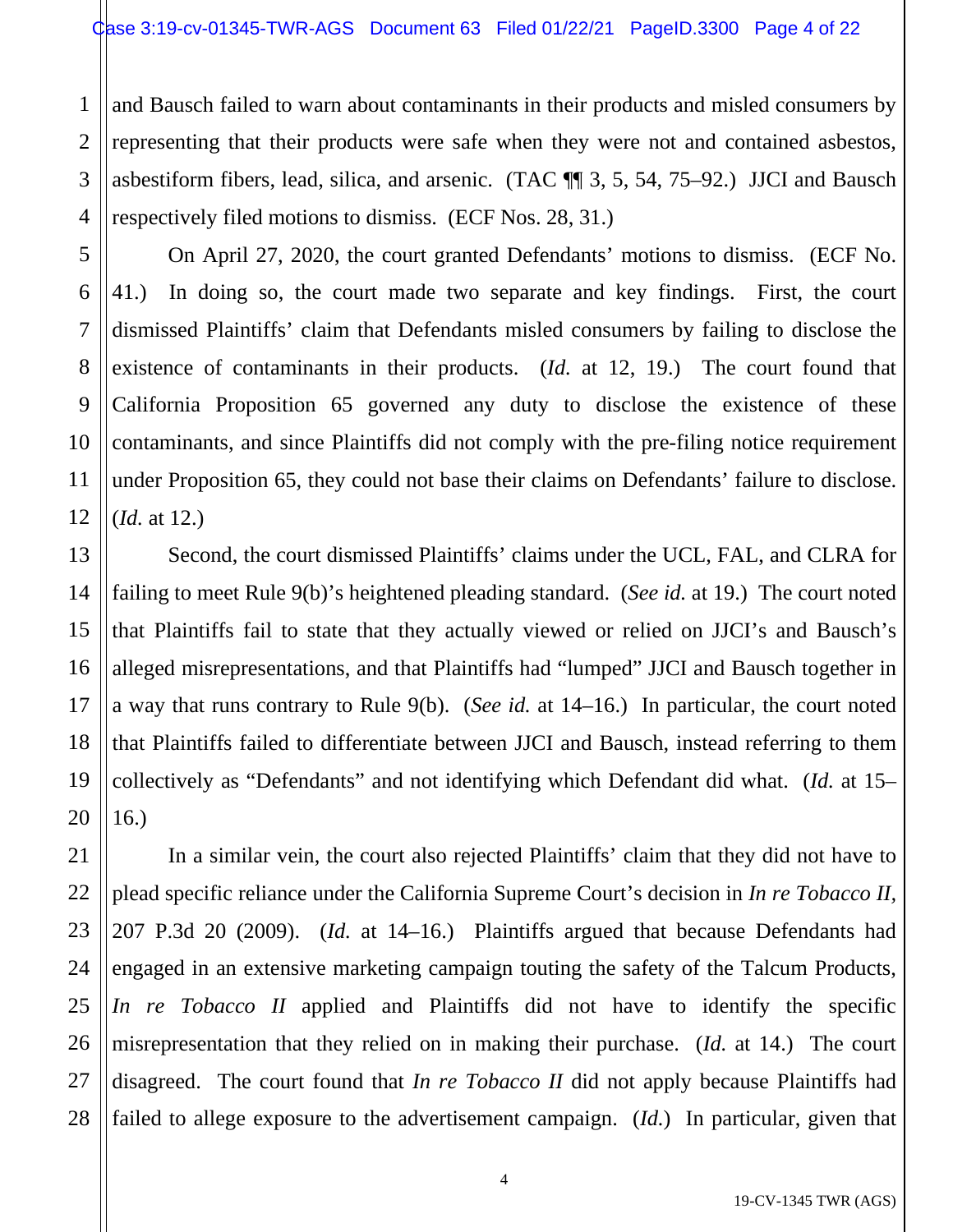and Bausch failed to warn about contaminants in their products and misled consumers by representing that their products were safe when they were not and contained asbestos, asbestiform fibers, lead, silica, and arsenic. (TAC ¶¶ 3, 5, 54, 75–92.) JJCI and Bausch respectively filed motions to dismiss. (ECF Nos. 28, 31.)

On April 27, 2020, the court granted Defendants' motions to dismiss. (ECF No. 41.) In doing so, the court made two separate and key findings. First, the court dismissed Plaintiffs' claim that Defendants misled consumers by failing to disclose the existence of contaminants in their products. (*Id.* at 12, 19.) The court found that California Proposition 65 governed any duty to disclose the existence of these contaminants, and since Plaintiffs did not comply with the pre-filing notice requirement under Proposition 65, they could not base their claims on Defendants' failure to disclose. (*Id.* at 12.)

Second, the court dismissed Plaintiffs' claims under the UCL, FAL, and CLRA for failing to meet Rule 9(b)'s heightened pleading standard. (*See id.* at 19.) The court noted that Plaintiffs fail to state that they actually viewed or relied on JJCI's and Bausch's alleged misrepresentations, and that Plaintiffs had "lumped" JJCI and Bausch together in a way that runs contrary to Rule 9(b). (*See id.* at 14–16.) In particular, the court noted that Plaintiffs failed to differentiate between JJCI and Bausch, instead referring to them collectively as "Defendants" and not identifying which Defendant did what. (*Id.* at 15–16.)

In a similar vein, the court also rejected Plaintiffs' claim that they did not have to plead specific reliance under the California Supreme Court's decision in *In re Tobacco II,* 207 P.3d 20 (2009). (*Id.* at 14–16.) Plaintiffs argued that because Defendants had engaged in an extensive marketing campaign touting the safety of the Talcum Products, *In re Tobacco II* applied and Plaintiffs did not have to identify the specific misrepresentation that they relied on in making their purchase. (*Id.* at 14.) The court disagreed. The court found that *In re Tobacco II* did not apply because Plaintiffs had failed to allege exposure to the advertisement campaign. (*Id.*) In particular, given that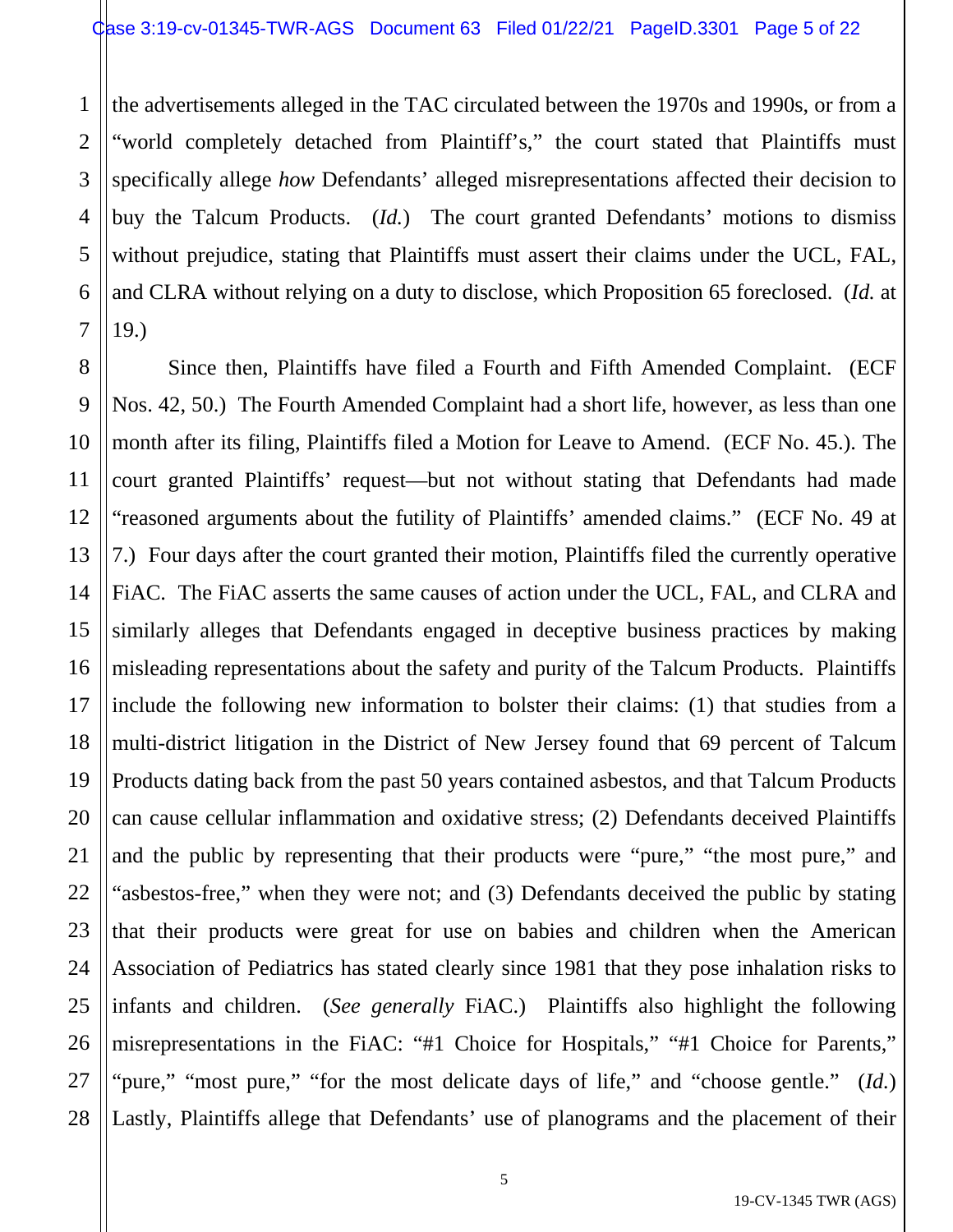the advertisements alleged in the TAC circulated between the 1970s and 1990s, or from a "world completely detached from Plaintiff's," the court stated that Plaintiffs must specifically allege *how* Defendants' alleged misrepresentations affected their decision to buy the Talcum Products. (*Id.*) The court granted Defendants' motions to dismiss without prejudice, stating that Plaintiffs must assert their claims under the UCL, FAL, and CLRA without relying on a duty to disclose, which Proposition 65 foreclosed. (*Id.* at 19.)

Since then, Plaintiffs have filed a Fourth and Fifth Amended Complaint. (ECF Nos. 42, 50.) The Fourth Amended Complaint had a short life, however, as less than one month after its filing, Plaintiffs filed a Motion for Leave to Amend. (ECF No. 45.). The court granted Plaintiffs' request—but not without stating that Defendants had made "reasoned arguments about the futility of Plaintiffs' amended claims." (ECF No. 49 at 7.) Four days after the court granted their motion, Plaintiffs filed the currently operative FiAC. The FiAC asserts the same causes of action under the UCL, FAL, and CLRA and similarly alleges that Defendants engaged in deceptive business practices by making misleading representations about the safety and purity of the Talcum Products. Plaintiffs include the following new information to bolster their claims: (1) that studies from a multi-district litigation in the District of New Jersey found that 69 percent of Talcum Products dating back from the past 50 years contained asbestos, and that Talcum Products can cause cellular inflammation and oxidative stress; (2) Defendants deceived Plaintiffs and the public by representing that their products were "pure," "the most pure," and "asbestos-free," when they were not; and (3) Defendants deceived the public by stating that their products were great for use on babies and children when the American Association of Pediatrics has stated clearly since 1981 that they pose inhalation risks to infants and children. (*See generally* FiAC.) Plaintiffs also highlight the following misrepresentations in the FiAC: "#1 Choice for Hospitals," "#1 Choice for Parents," "pure," "most pure," "for the most delicate days of life," and "choose gentle." (*Id.*) Lastly, Plaintiffs allege that Defendants' use of planograms and the placement of their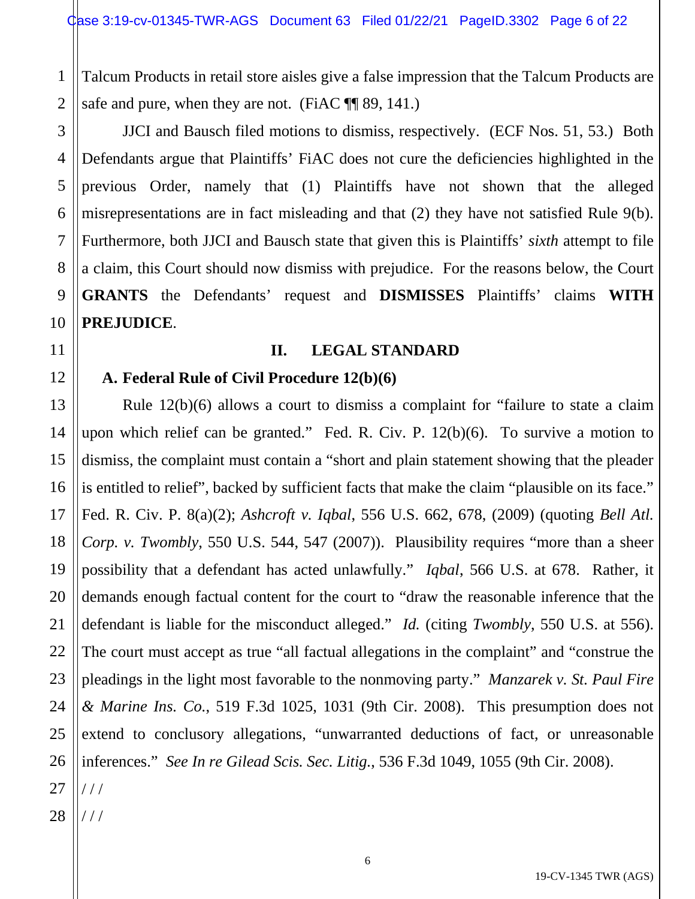Talcum Products in retail store aisles give a false impression that the Talcum Products are safe and pure, when they are not. (FiAC ¶¶ 89, 141.)

JJCI and Bausch filed motions to dismiss, respectively. (ECF Nos. 51, 53.) Both Defendants argue that Plaintiffs' FiAC does not cure the deficiencies highlighted in the previous Order, namely that (1) Plaintiffs have not shown that the alleged misrepresentations are in fact misleading and that (2) they have not satisfied Rule 9(b). Furthermore, both JJCI and Bausch state that given this is Plaintiffs' *sixth* attempt to file a claim, this Court should now dismiss with prejudice. For the reasons below, the Court **GRANTS** the Defendants' request and **DISMISSES** Plaintiffs' claims **WITH PREJUDICE**.

## II. LEGAL STANDARD

### A. Federal Rule of Civil Procedure 12(b)(6)

Rule 12(b)(6) allows a court to dismiss a complaint for "failure to state a claim upon which relief can be granted." Fed. R. Civ. P. 12(b)(6). To survive a motion to dismiss, the complaint must contain a "short and plain statement showing that the pleader is entitled to relief", backed by sufficient facts that make the claim "plausible on its face." Fed. R. Civ. P. 8(a)(2); *Ashcroft v. Iqbal*, 556 U.S. 662, 678, (2009) (quoting *Bell Atl. Corp. v. Twombly*, 550 U.S. 544, 547 (2007)). Plausibility requires "more than a sheer possibility that a defendant has acted unlawfully." *Iqbal*, 566 U.S. at 678. Rather, it demands enough factual content for the court to "draw the reasonable inference that the defendant is liable for the misconduct alleged." *Id.* (citing *Twombly*, 550 U.S. at 556). The court must accept as true "all factual allegations in the complaint" and "construe the pleadings in the light most favorable to the nonmoving party." *Manzarek v. St. Paul Fire & Marine Ins. Co.*, 519 F.3d 1025, 1031 (9th Cir. 2008). This presumption does not extend to conclusory allegations, "unwarranted deductions of fact, or unreasonable inferences." *See In re Gilead Scis. Sec. Litig.*, 536 F.3d 1049, 1055 (9th Cir. 2008).

/ / /

/ / /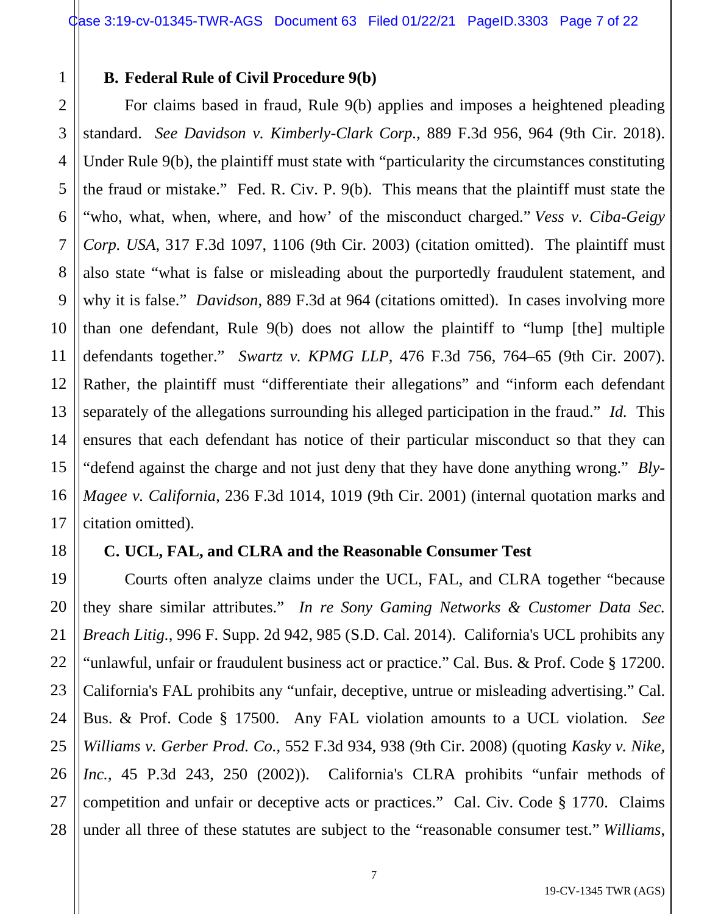### B. Federal Rule of Civil Procedure 9(b)

For claims based in fraud, Rule 9(b) applies and imposes a heightened pleading standard. *See Davidson v. Kimberly-Clark Corp.*, 889 F.3d 956, 964 (9th Cir. 2018). Under Rule 9(b), the plaintiff must state with "particularity the circumstances constituting the fraud or mistake." Fed. R. Civ. P. 9(b). This means that the plaintiff must state the "who, what, when, where, and how' of the misconduct charged." *Vess v. Ciba-Geigy Corp. USA*, 317 F.3d 1097, 1106 (9th Cir. 2003) (citation omitted). The plaintiff must also state "what is false or misleading about the purportedly fraudulent statement, and why it is false." *Davidson*, 889 F.3d at 964 (citations omitted). In cases involving more than one defendant, Rule 9(b) does not allow the plaintiff to "lump [the] multiple defendants together." *Swartz v. KPMG LLP*, 476 F.3d 756, 764–65 (9th Cir. 2007). Rather, the plaintiff must "differentiate their allegations" and "inform each defendant separately of the allegations surrounding his alleged participation in the fraud." *Id.* This ensures that each defendant has notice of their particular misconduct so that they can "defend against the charge and not just deny that they have done anything wrong." *Bly-Magee v. California*, 236 F.3d 1014, 1019 (9th Cir. 2001) (internal quotation marks and citation omitted).

### C. UCL, FAL, and CLRA and the Reasonable Consumer Test

Courts often analyze claims under the UCL, FAL, and CLRA together "because they share similar attributes." *In re Sony Gaming Networks & Customer Data Sec. Breach Litig.*, 996 F. Supp. 2d 942, 985 (S.D. Cal. 2014). California's UCL prohibits any "unlawful, unfair or fraudulent business act or practice." Cal. Bus. & Prof. Code § 17200. California's FAL prohibits any "unfair, deceptive, untrue or misleading advertising." Cal. Bus. & Prof. Code § 17500. Any FAL violation amounts to a UCL violation. *See Williams v. Gerber Prod. Co.*, 552 F.3d 934, 938 (9th Cir. 2008) (quoting *Kasky v. Nike, Inc.*, 45 P.3d 243, 250 (2002)). California's CLRA prohibits "unfair methods of competition and unfair or deceptive acts or practices." Cal. Civ. Code § 1770. Claims under all three of these statutes are subject to the "reasonable consumer test." *Williams*,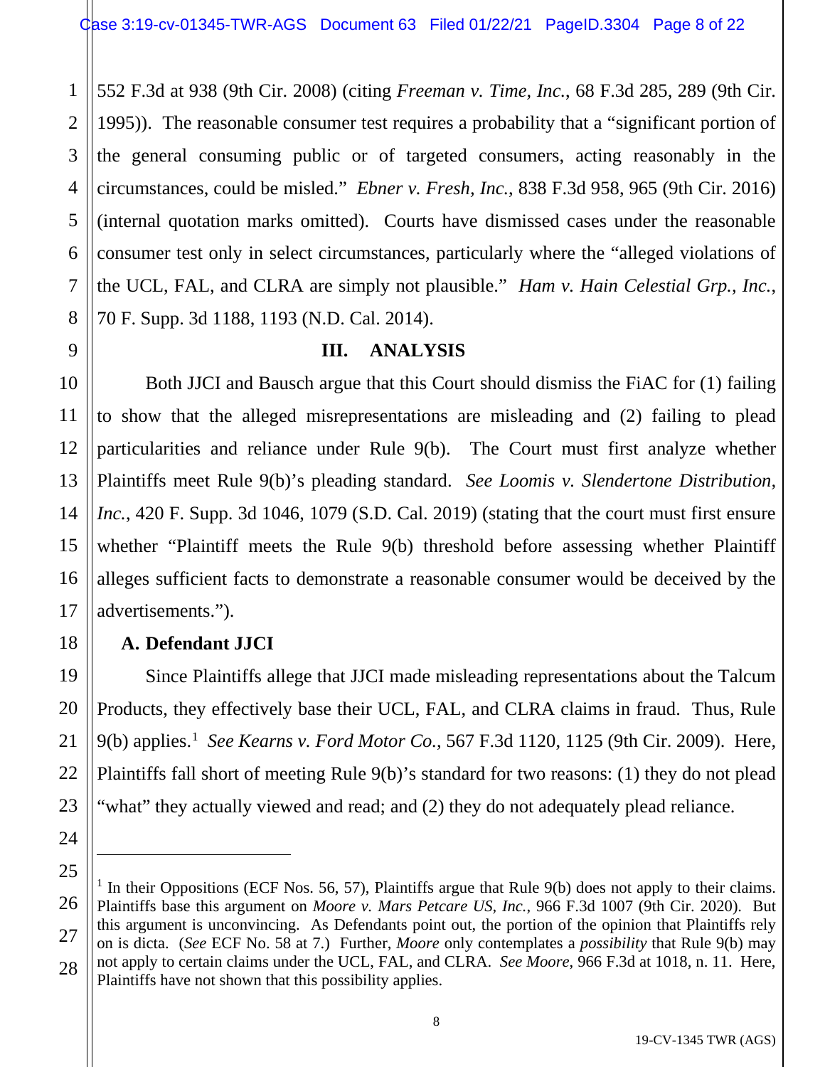552 F.3d at 938 (9th Cir. 2008) (citing *Freeman v. Time, Inc.*, 68 F.3d 285, 289 (9th Cir. 1995)). The reasonable consumer test requires a probability that a "significant portion of the general consuming public or of targeted consumers, acting reasonably in the circumstances, could be misled." *Ebner v. Fresh, Inc.*, 838 F.3d 958, 965 (9th Cir. 2016) (internal quotation marks omitted). Courts have dismissed cases under the reasonable consumer test only in select circumstances, particularly where the "alleged violations of the UCL, FAL, and CLRA are simply not plausible." *Ham v. Hain Celestial Grp., Inc.*, 70 F. Supp. 3d 1188, 1193 (N.D. Cal. 2014).

## III. ANALYSIS

Both JJCI and Bausch argue that this Court should dismiss the FiAC for (1) failing to show that the alleged misrepresentations are misleading and (2) failing to plead particularities and reliance under Rule 9(b). The Court must first analyze whether Plaintiffs meet Rule 9(b)'s pleading standard. *See Loomis v. Slendertone Distribution, Inc.*, 420 F. Supp. 3d 1046, 1079 (S.D. Cal. 2019) (stating that the court must first ensure whether "Plaintiff meets the Rule 9(b) threshold before assessing whether Plaintiff alleges sufficient facts to demonstrate a reasonable consumer would be deceived by the advertisements.").

### A. Defendant JJCI

Since Plaintiffs allege that JJCI made misleading representations about the Talcum Products, they effectively base their UCL, FAL, and CLRA claims in fraud. Thus, Rule 9(b) applies.[1] *See Kearns v. Ford Motor Co.*, 567 F.3d 1120, 1125 (9th Cir. 2009). Here, Plaintiffs fall short of meeting Rule 9(b)'s standard for two reasons: (1) they do not plead "what" they actually viewed and read; and (2) they do not adequately plead reliance.

---

[1] In their Oppositions (ECF Nos. 56, 57), Plaintiffs argue that Rule 9(b) does not apply to their claims. Plaintiffs base this argument on *Moore v. Mars Petcare US, Inc.*, 966 F.3d 1007 (9th Cir. 2020). But this argument is unconvincing. As Defendants point out, the portion of the opinion that Plaintiffs rely on is dicta. (*See* ECF No. 58 at 7.) Further, *Moore* only contemplates a *possibility* that Rule 9(b) may not apply to certain claims under the UCL, FAL, and CLRA. *See Moore*, 966 F.3d at 1018, n. 11. Here, Plaintiffs have not shown that this possibility applies.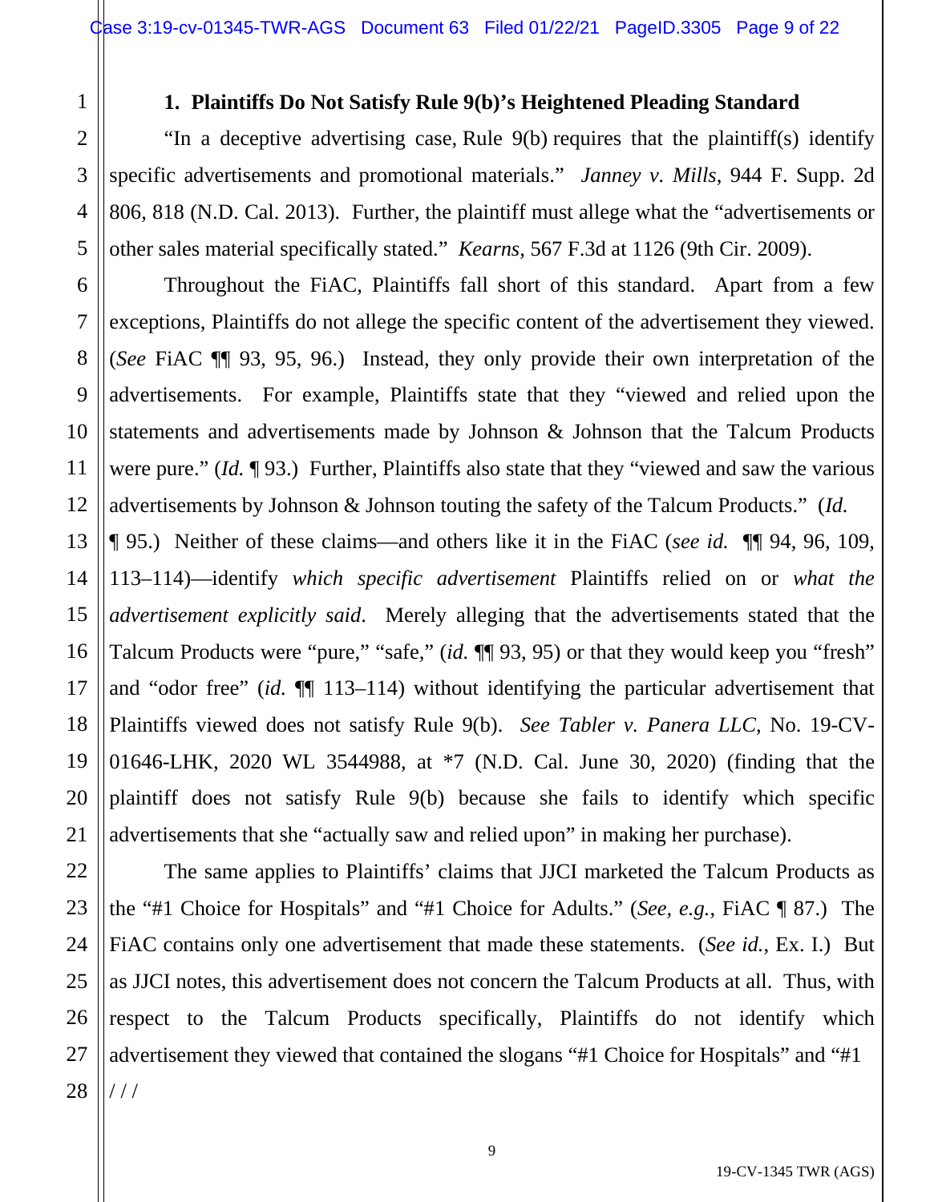### 1. Plaintiffs Do Not Satisfy Rule 9(b)'s Heightened Pleading Standard

"In a deceptive advertising case, Rule 9(b) requires that the plaintiff(s) identify specific advertisements and promotional materials." *Janney v. Mills*, 944 F. Supp. 2d 806, 818 (N.D. Cal. 2013). Further, the plaintiff must allege what the "advertisements or other sales material specifically stated." *Kearns*, 567 F.3d at 1126 (9th Cir. 2009).

Throughout the FiAC, Plaintiffs fall short of this standard. Apart from a few exceptions, Plaintiffs do not allege the specific content of the advertisement they viewed. (*See* FiAC ¶¶ 93, 95, 96.) Instead, they only provide their own interpretation of the advertisements. For example, Plaintiffs state that they "viewed and relied upon the statements and advertisements made by Johnson & Johnson that the Talcum Products were pure." (*Id.* ¶ 93.) Further, Plaintiffs also state that they "viewed and saw the various advertisements by Johnson & Johnson touting the safety of the Talcum Products." (*Id.* ¶ 95.) Neither of these claims—and others like it in the FiAC (*see id.* ¶¶ 94, 96, 109, 113–114)—identify *which specific advertisement* Plaintiffs relied on or *what the advertisement explicitly said*. Merely alleging that the advertisements stated that the Talcum Products were "pure," "safe," (*id.* ¶¶ 93, 95) or that they would keep you "fresh" and "odor free" (*id.* ¶¶ 113–114) without identifying the particular advertisement that Plaintiffs viewed does not satisfy Rule 9(b). *See Tabler v. Panera LLC*, No. 19-CV-01646-LHK, 2020 WL 3544988, at *7 (N.D. Cal. June 30, 2020) (finding that the plaintiff does not satisfy Rule 9(b) because she fails to identify which specific advertisements that she "actually saw and relied upon" in making her purchase).

The same applies to Plaintiffs' claims that JJCI marketed the Talcum Products as the "#1 Choice for Hospitals" and "#1 Choice for Adults." (*See, e.g.*, FiAC ¶ 87.) The FiAC contains only one advertisement that made these statements. (*See id.*, Ex. I.) But as JJCI notes, this advertisement does not concern the Talcum Products at all. Thus, with respect to the Talcum Products specifically, Plaintiffs do not identify which advertisement they viewed that contained the slogans "#1 Choice for Hospitals" and "#1

/ / /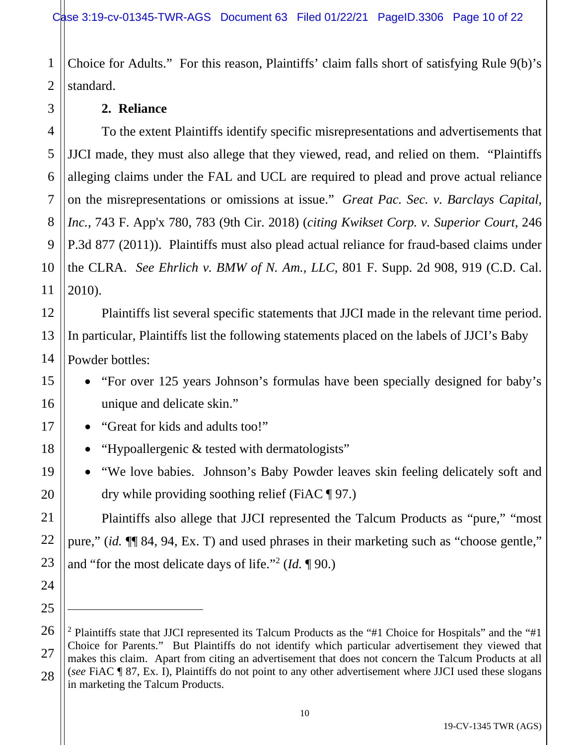Choice for Adults." For this reason, Plaintiffs' claim falls short of satisfying Rule 9(b)'s standard.

**2. Reliance**

To the extent Plaintiffs identify specific misrepresentations and advertisements that JJCI made, they must also allege that they viewed, read, and relied on them. "Plaintiffs alleging claims under the FAL and UCL are required to plead and prove actual reliance on the misrepresentations or omissions at issue." *Great Pac. Sec. v. Barclays Capital, Inc.*, 743 F. App'x 780, 783 (9th Cir. 2018) (*citing Kwikset Corp. v. Superior Court*, 246 P.3d 877 (2011)). Plaintiffs must also plead actual reliance for fraud-based claims under the CLRA. *See Ehrlich v. BMW of N. Am., LLC*, 801 F. Supp. 2d 908, 919 (C.D. Cal. 2010).

Plaintiffs list several specific statements that JJCI made in the relevant time period. In particular, Plaintiffs list the following statements placed on the labels of JJCI's Baby Powder bottles:

- "For over 125 years Johnson's formulas have been specially designed for baby's unique and delicate skin."
- "Great for kids and adults too!"
- "Hypoallergenic & tested with dermatologists"
- "We love babies. Johnson's Baby Powder leaves skin feeling delicately soft and dry while providing soothing relief (FiAC ¶ 97.)

Plaintiffs also allege that JJCI represented the Talcum Products as "pure," "most pure," (*id.* ¶¶ 84, 94, Ex. T) and used phrases in their marketing such as "choose gentle," and "for the most delicate days of life."[2] (*Id.* ¶ 90.)

---

[2] Plaintiffs state that JJCI represented its Talcum Products as the "#1 Choice for Hospitals" and the "#1 Choice for Parents." But Plaintiffs do not identify which particular advertisement they viewed that makes this claim. Apart from citing an advertisement that does not concern the Talcum Products at all (*see* FiAC ¶ 87, Ex. I), Plaintiffs do not point to any other advertisement where JJCI used these slogans in marketing the Talcum Products.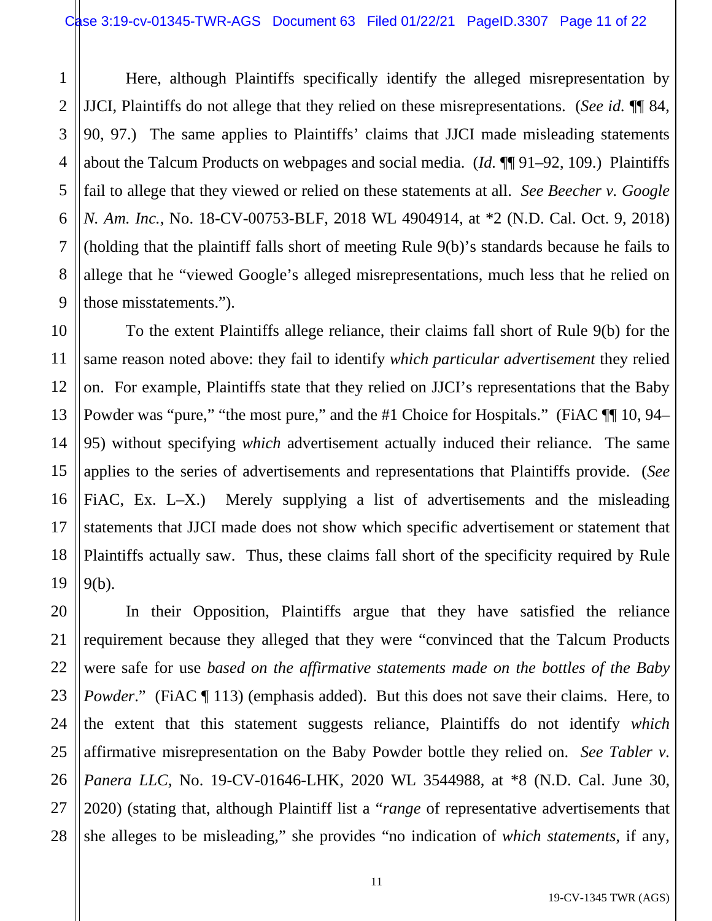Here, although Plaintiffs specifically identify the alleged misrepresentation by JJCI, Plaintiffs do not allege that they relied on these misrepresentations. (*See id.* ¶¶ 84, 90, 97.) The same applies to Plaintiffs' claims that JJCI made misleading statements about the Talcum Products on webpages and social media. (*Id.* ¶¶ 91–92, 109.) Plaintiffs fail to allege that they viewed or relied on these statements at all. *See Beecher v. Google N. Am. Inc.*, No. 18-CV-00753-BLF, 2018 WL 4904914, at *2 (N.D. Cal. Oct. 9, 2018) (holding that the plaintiff falls short of meeting Rule 9(b)'s standards because he fails to allege that he "viewed Google's alleged misrepresentations, much less that he relied on those misstatements.").

To the extent Plaintiffs allege reliance, their claims fall short of Rule 9(b) for the same reason noted above: they fail to identify *which particular advertisement* they relied on. For example, Plaintiffs state that they relied on JJCI's representations that the Baby Powder was "pure," "the most pure," and the #1 Choice for Hospitals." (FiAC ¶¶ 10, 94–95) without specifying *which* advertisement actually induced their reliance. The same applies to the series of advertisements and representations that Plaintiffs provide. (*See* FiAC, Ex. L–X.) Merely supplying a list of advertisements and the misleading statements that JJCI made does not show which specific advertisement or statement that Plaintiffs actually saw. Thus, these claims fall short of the specificity required by Rule 9(b).

In their Opposition, Plaintiffs argue that they have satisfied the reliance requirement because they alleged that they were "convinced that the Talcum Products were safe for use *based on the affirmative statements made on the bottles of the Baby Powder*." (FiAC ¶ 113) (emphasis added). But this does not save their claims. Here, to the extent that this statement suggests reliance, Plaintiffs do not identify *which* affirmative misrepresentation on the Baby Powder bottle they relied on. *See Tabler v. Panera LLC*, No. 19-CV-01646-LHK, 2020 WL 3544988, at *8 (N.D. Cal. June 30, 2020) (stating that, although Plaintiff list a "*range* of representative advertisements that she alleges to be misleading," she provides "no indication of *which statements*, if any,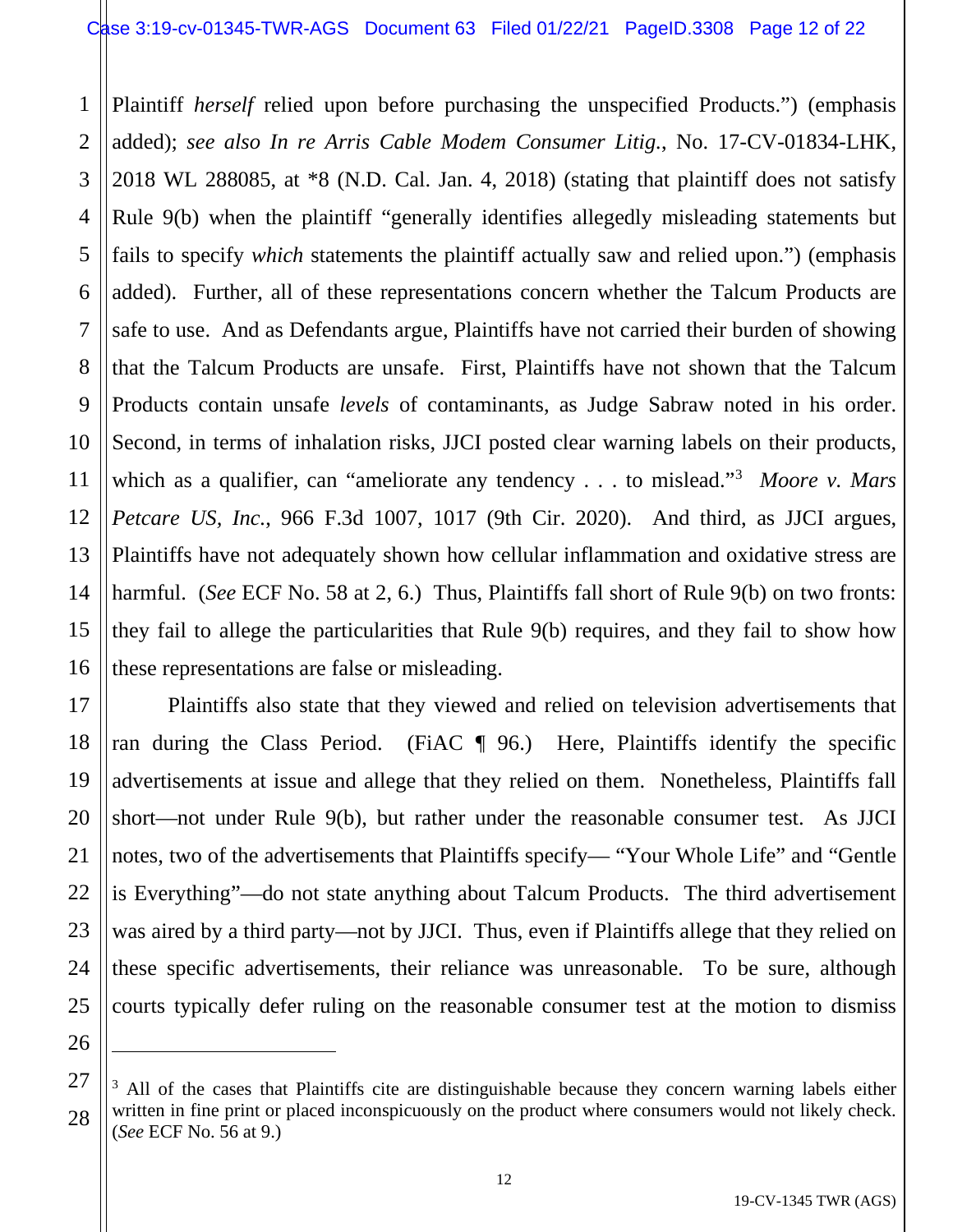Plaintiff *herself* relied upon before purchasing the unspecified Products.") (emphasis added); *see also In re Arris Cable Modem Consumer Litig.*, No. 17-CV-01834-LHK, 2018 WL 288085, at *8 (N.D. Cal. Jan. 4, 2018) (stating that plaintiff does not satisfy Rule 9(b) when the plaintiff "generally identifies allegedly misleading statements but fails to specify *which* statements the plaintiff actually saw and relied upon.") (emphasis added). Further, all of these representations concern whether the Talcum Products are safe to use. And as Defendants argue, Plaintiffs have not carried their burden of showing that the Talcum Products are unsafe. First, Plaintiffs have not shown that the Talcum Products contain unsafe *levels* of contaminants, as Judge Sabraw noted in his order. Second, in terms of inhalation risks, JJCI posted clear warning labels on their products, which as a qualifier, can "ameliorate any tendency . . . to mislead."[3] *Moore v. Mars Petcare US, Inc.*, 966 F.3d 1007, 1017 (9th Cir. 2020). And third, as JJCI argues, Plaintiffs have not adequately shown how cellular inflammation and oxidative stress are harmful. (*See* ECF No. 58 at 2, 6.) Thus, Plaintiffs fall short of Rule 9(b) on two fronts: they fail to allege the particularities that Rule 9(b) requires, and they fail to show how these representations are false or misleading.

Plaintiffs also state that they viewed and relied on television advertisements that ran during the Class Period. (FiAC ¶ 96.) Here, Plaintiffs identify the specific advertisements at issue and allege that they relied on them. Nonetheless, Plaintiffs fall short—not under Rule 9(b), but rather under the reasonable consumer test. As JJCI notes, two of the advertisements that Plaintiffs specify— "Your Whole Life" and "Gentle is Everything"—do not state anything about Talcum Products. The third advertisement was aired by a third party—not by JJCI. Thus, even if Plaintiffs allege that they relied on these specific advertisements, their reliance was unreasonable. To be sure, although courts typically defer ruling on the reasonable consumer test at the motion to dismiss

---

[3] All of the cases that Plaintiffs cite are distinguishable because they concern warning labels either written in fine print or placed inconspicuously on the product where consumers would not likely check. (*See* ECF No. 56 at 9.)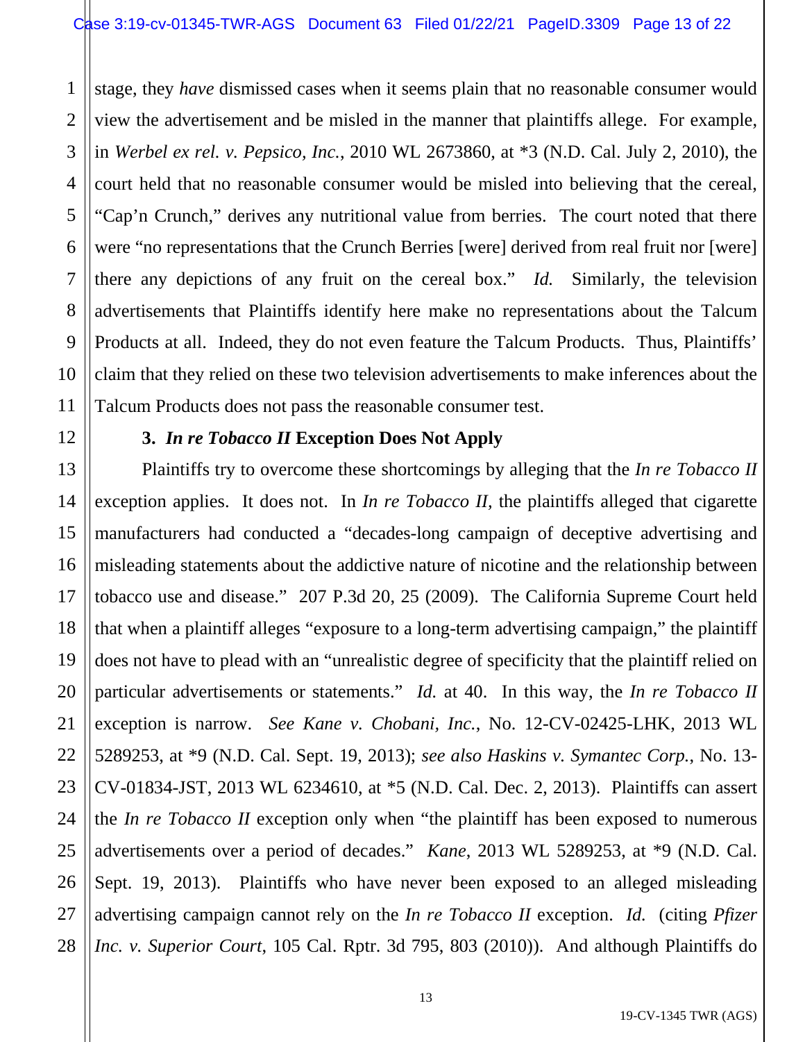stage, they *have* dismissed cases when it seems plain that no reasonable consumer would view the advertisement and be misled in the manner that plaintiffs allege. For example, in *Werbel ex rel. v. Pepsico, Inc.*, 2010 WL 2673860, at *3 (N.D. Cal. July 2, 2010), the court held that no reasonable consumer would be misled into believing that the cereal, "Cap'n Crunch," derives any nutritional value from berries. The court noted that there were "no representations that the Crunch Berries [were] derived from real fruit nor [were] there any depictions of any fruit on the cereal box." *Id.* Similarly, the television advertisements that Plaintiffs identify here make no representations about the Talcum Products at all. Indeed, they do not even feature the Talcum Products. Thus, Plaintiffs' claim that they relied on these two television advertisements to make inferences about the Talcum Products does not pass the reasonable consumer test.

### 3. *In re Tobacco II* Exception Does Not Apply

Plaintiffs try to overcome these shortcomings by alleging that the *In re Tobacco II* exception applies. It does not. In *In re Tobacco II*, the plaintiffs alleged that cigarette manufacturers had conducted a "decades-long campaign of deceptive advertising and misleading statements about the addictive nature of nicotine and the relationship between tobacco use and disease." 207 P.3d 20, 25 (2009). The California Supreme Court held that when a plaintiff alleges "exposure to a long-term advertising campaign," the plaintiff does not have to plead with an "unrealistic degree of specificity that the plaintiff relied on particular advertisements or statements." *Id.* at 40. In this way, the *In re Tobacco II* exception is narrow. *See Kane v. Chobani, Inc.*, No. 12-CV-02425-LHK, 2013 WL 5289253, at *9 (N.D. Cal. Sept. 19, 2013); *see also Haskins v. Symantec Corp.*, No. 13-CV-01834-JST, 2013 WL 6234610, at *5 (N.D. Cal. Dec. 2, 2013). Plaintiffs can assert the *In re Tobacco II* exception only when "the plaintiff has been exposed to numerous advertisements over a period of decades." *Kane*, 2013 WL 5289253, at *9 (N.D. Cal. Sept. 19, 2013). Plaintiffs who have never been exposed to an alleged misleading advertising campaign cannot rely on the *In re Tobacco II* exception. *Id.* (citing *Pfizer Inc. v. Superior Court*, 105 Cal. Rptr. 3d 795, 803 (2010)). And although Plaintiffs do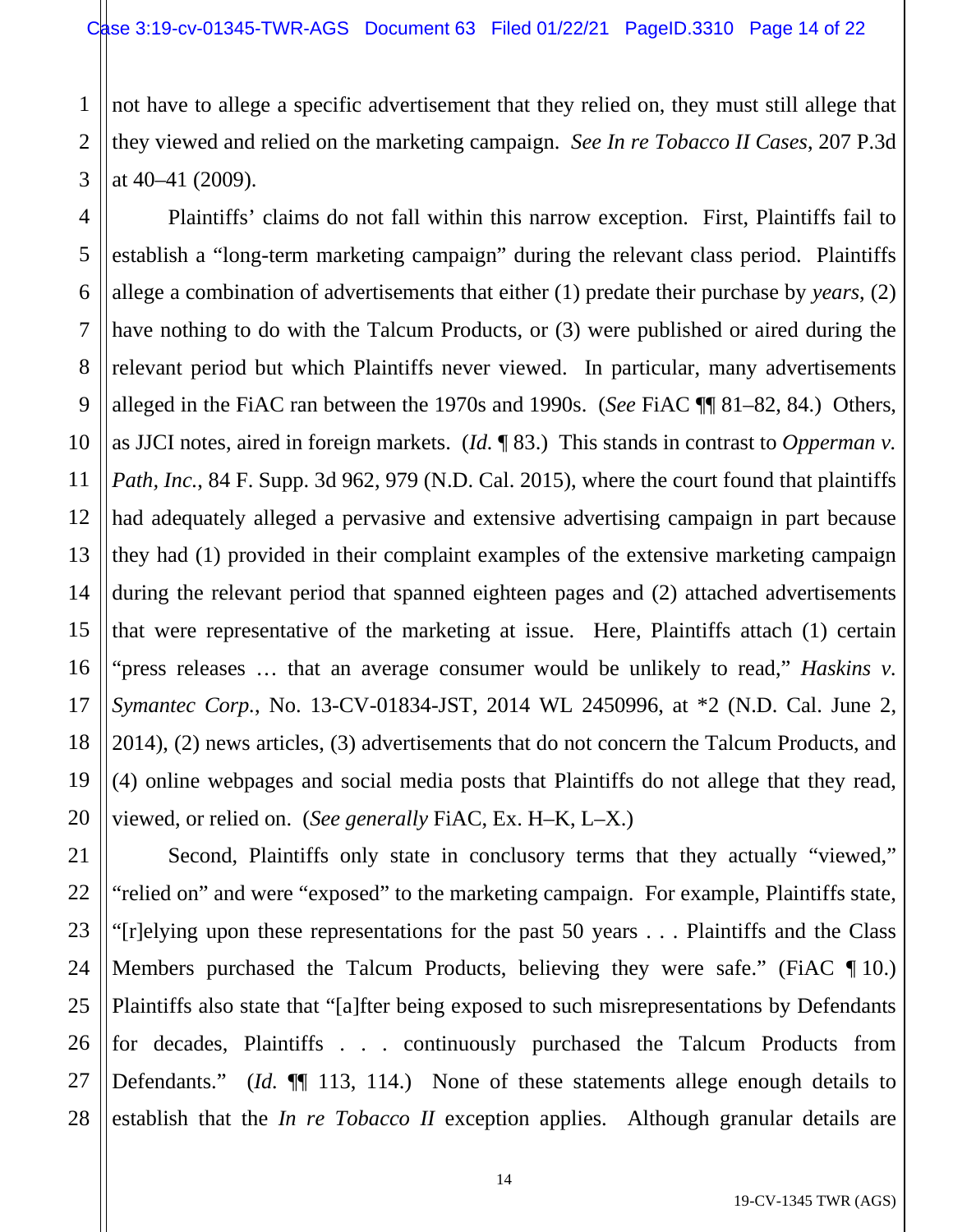not have to allege a specific advertisement that they relied on, they must still allege that they viewed and relied on the marketing campaign. *See In re Tobacco II Cases*, 207 P.3d at 40–41 (2009).

Plaintiffs' claims do not fall within this narrow exception. First, Plaintiffs fail to establish a "long-term marketing campaign" during the relevant class period. Plaintiffs allege a combination of advertisements that either (1) predate their purchase by *years*, (2) have nothing to do with the Talcum Products, or (3) were published or aired during the relevant period but which Plaintiffs never viewed. In particular, many advertisements alleged in the FiAC ran between the 1970s and 1990s. (*See* FiAC ¶¶ 81–82, 84.) Others, as JJCI notes, aired in foreign markets. (*Id.* ¶ 83.) This stands in contrast to *Opperman v. Path, Inc.*, 84 F. Supp. 3d 962, 979 (N.D. Cal. 2015), where the court found that plaintiffs had adequately alleged a pervasive and extensive advertising campaign in part because they had (1) provided in their complaint examples of the extensive marketing campaign during the relevant period that spanned eighteen pages and (2) attached advertisements that were representative of the marketing at issue. Here, Plaintiffs attach (1) certain "press releases … that an average consumer would be unlikely to read," *Haskins v. Symantec Corp.*, No. 13-CV-01834-JST, 2014 WL 2450996, at *2 (N.D. Cal. June 2, 2014), (2) news articles, (3) advertisements that do not concern the Talcum Products, and (4) online webpages and social media posts that Plaintiffs do not allege that they read, viewed, or relied on. (*See generally* FiAC, Ex. H–K, L–X.)

Second, Plaintiffs only state in conclusory terms that they actually "viewed," "relied on" and were "exposed" to the marketing campaign. For example, Plaintiffs state, "[r]elying upon these representations for the past 50 years . . . Plaintiffs and the Class Members purchased the Talcum Products, believing they were safe." (FiAC ¶ 10.) Plaintiffs also state that "[a]fter being exposed to such misrepresentations by Defendants for decades, Plaintiffs . . . continuously purchased the Talcum Products from Defendants." (*Id.* ¶¶ 113, 114.) None of these statements allege enough details to establish that the *In re Tobacco II* exception applies. Although granular details are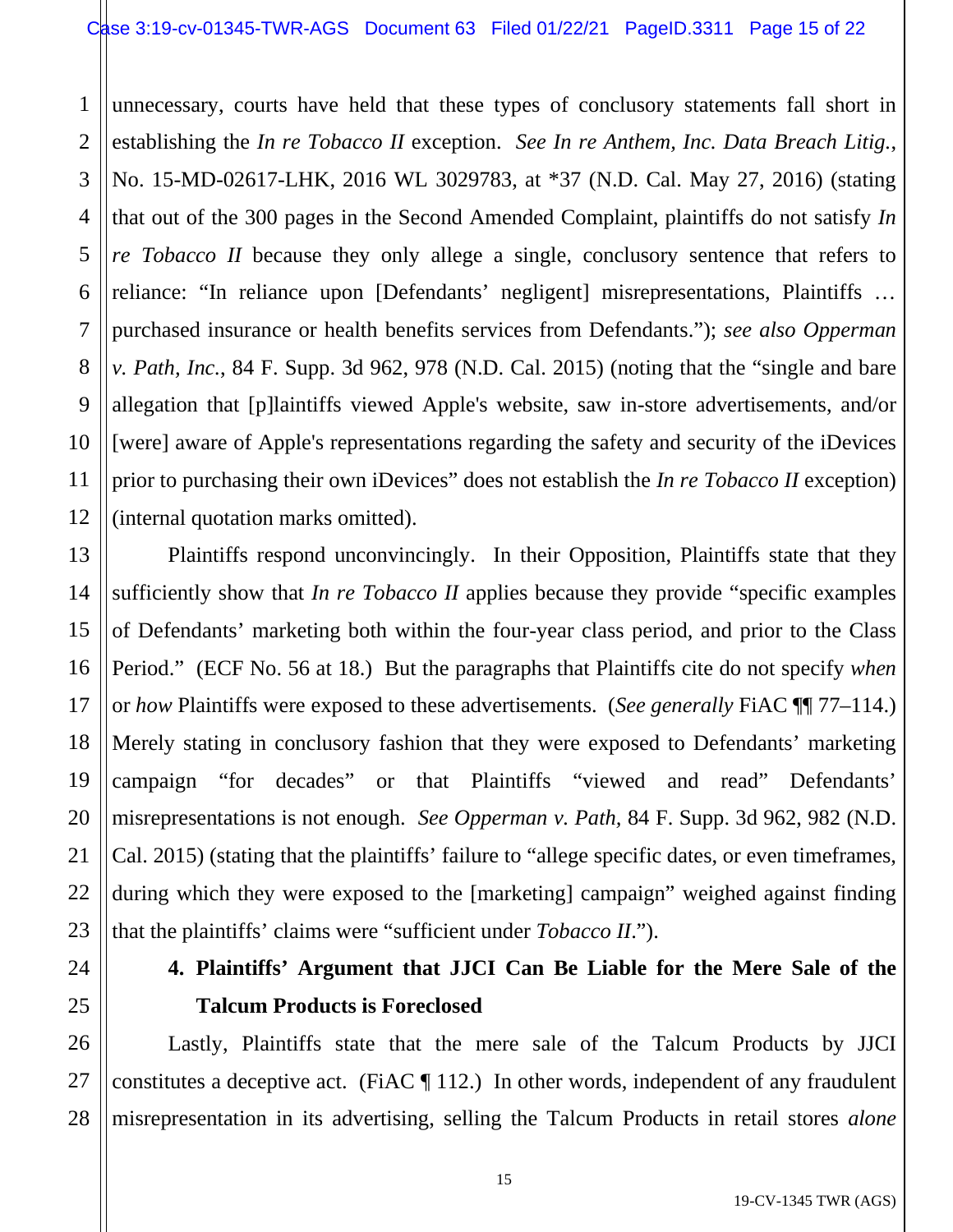unnecessary, courts have held that these types of conclusory statements fall short in establishing the *In re Tobacco II* exception. *See In re Anthem, Inc. Data Breach Litig.*, No. 15-MD-02617-LHK, 2016 WL 3029783, at *37 (N.D. Cal. May 27, 2016) (stating that out of the 300 pages in the Second Amended Complaint, plaintiffs do not satisfy *In re Tobacco II* because they only allege a single, conclusory sentence that refers to reliance: "In reliance upon [Defendants' negligent] misrepresentations, Plaintiffs … purchased insurance or health benefits services from Defendants."); *see also Opperman v. Path, Inc.*, 84 F. Supp. 3d 962, 978 (N.D. Cal. 2015) (noting that the "single and bare allegation that [p]laintiffs viewed Apple's website, saw in-store advertisements, and/or [were] aware of Apple's representations regarding the safety and security of the iDevices prior to purchasing their own iDevices" does not establish the *In re Tobacco II* exception) (internal quotation marks omitted).

Plaintiffs respond unconvincingly. In their Opposition, Plaintiffs state that they sufficiently show that *In re Tobacco II* applies because they provide "specific examples of Defendants' marketing both within the four-year class period, and prior to the Class Period." (ECF No. 56 at 18.) But the paragraphs that Plaintiffs cite do not specify *when* or *how* Plaintiffs were exposed to these advertisements. (*See generally* FiAC ¶¶ 77–114.) Merely stating in conclusory fashion that they were exposed to Defendants' marketing campaign "for decades" or that Plaintiffs "viewed and read" Defendants' misrepresentations is not enough. *See Opperman v. Path,* 84 F. Supp. 3d 962, 982 (N.D. Cal. 2015) (stating that the plaintiffs' failure to "allege specific dates, or even timeframes, during which they were exposed to the [marketing] campaign" weighed against finding that the plaintiffs' claims were "sufficient under *Tobacco II*.").

**4. Plaintiffs' Argument that JJCI Can Be Liable for the Mere Sale of the Talcum Products is Foreclosed**

Lastly, Plaintiffs state that the mere sale of the Talcum Products by JJCI constitutes a deceptive act. (FiAC ¶ 112.) In other words, independent of any fraudulent misrepresentation in its advertising, selling the Talcum Products in retail stores *alone*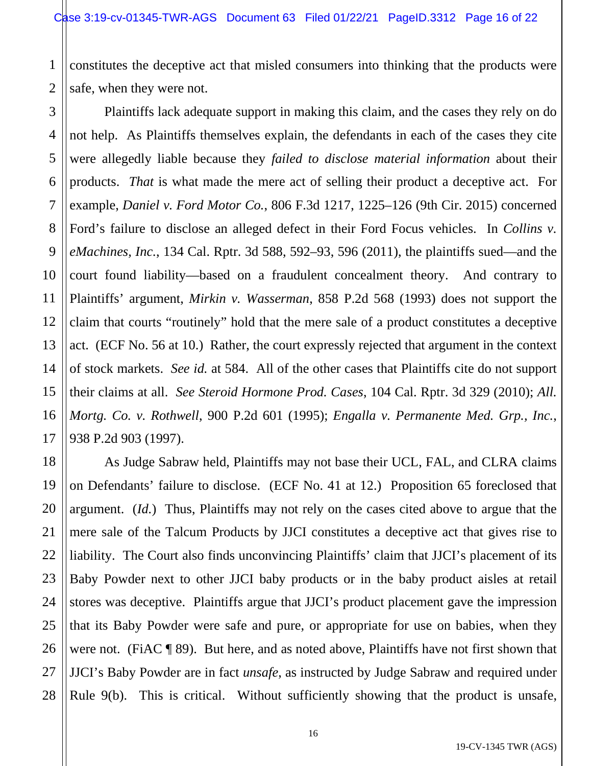constitutes the deceptive act that misled consumers into thinking that the products were safe, when they were not.

Plaintiffs lack adequate support in making this claim, and the cases they rely on do not help. As Plaintiffs themselves explain, the defendants in each of the cases they cite were allegedly liable because they *failed to disclose material information* about their products. *That* is what made the mere act of selling their product a deceptive act. For example, *Daniel v. Ford Motor Co.*, 806 F.3d 1217, 1225–126 (9th Cir. 2015) concerned Ford's failure to disclose an alleged defect in their Ford Focus vehicles. In *Collins v. eMachines, Inc.*, 134 Cal. Rptr. 3d 588, 592–93, 596 (2011), the plaintiffs sued—and the court found liability—based on a fraudulent concealment theory. And contrary to Plaintiffs' argument, *Mirkin v. Wasserman*, 858 P.2d 568 (1993) does not support the claim that courts "routinely" hold that the mere sale of a product constitutes a deceptive act. (ECF No. 56 at 10.) Rather, the court expressly rejected that argument in the context of stock markets. *See id.* at 584. All of the other cases that Plaintiffs cite do not support their claims at all. *See Steroid Hormone Prod. Cases*, 104 Cal. Rptr. 3d 329 (2010); *All. Mortg. Co. v. Rothwell*, 900 P.2d 601 (1995); *Engalla v. Permanente Med. Grp., Inc.*, 938 P.2d 903 (1997).

As Judge Sabraw held, Plaintiffs may not base their UCL, FAL, and CLRA claims on Defendants' failure to disclose. (ECF No. 41 at 12.) Proposition 65 foreclosed that argument. (*Id.*) Thus, Plaintiffs may not rely on the cases cited above to argue that the mere sale of the Talcum Products by JJCI constitutes a deceptive act that gives rise to liability. The Court also finds unconvincing Plaintiffs' claim that JJCI's placement of its Baby Powder next to other JJCI baby products or in the baby product aisles at retail stores was deceptive. Plaintiffs argue that JJCI's product placement gave the impression that its Baby Powder were safe and pure, or appropriate for use on babies, when they were not. (FiAC ¶ 89). But here, and as noted above, Plaintiffs have not first shown that JJCI's Baby Powder are in fact *unsafe*, as instructed by Judge Sabraw and required under Rule 9(b). This is critical. Without sufficiently showing that the product is unsafe,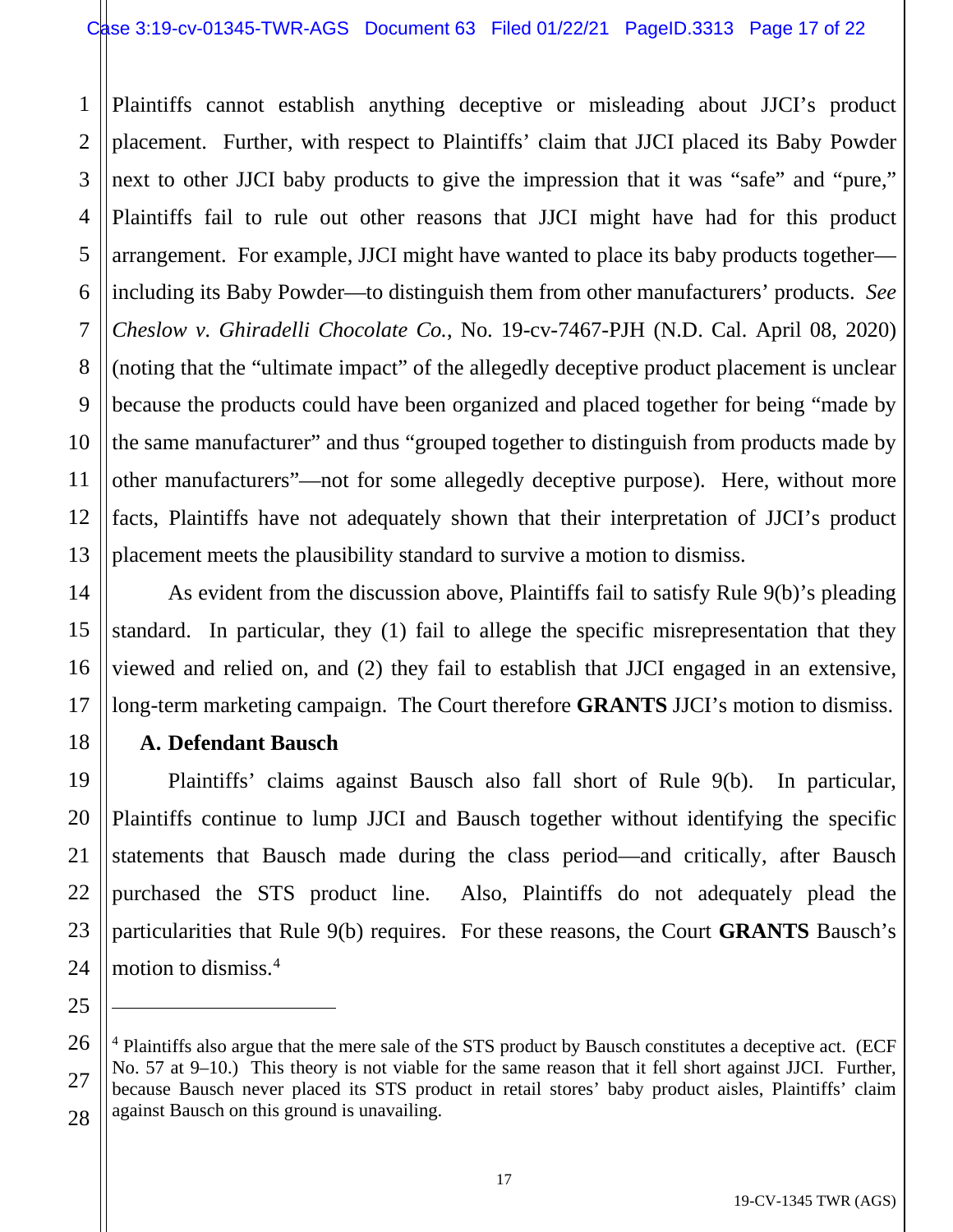Plaintiffs cannot establish anything deceptive or misleading about JJCI's product placement. Further, with respect to Plaintiffs' claim that JJCI placed its Baby Powder next to other JJCI baby products to give the impression that it was "safe" and "pure," Plaintiffs fail to rule out other reasons that JJCI might have had for this product arrangement. For example, JJCI might have wanted to place its baby products together—including its Baby Powder—to distinguish them from other manufacturers' products. *See Cheslow v. Ghiradelli Chocolate Co.*, No. 19-cv-7467-PJH (N.D. Cal. April 08, 2020) (noting that the "ultimate impact" of the allegedly deceptive product placement is unclear because the products could have been organized and placed together for being "made by the same manufacturer" and thus "grouped together to distinguish from products made by other manufacturers"—not for some allegedly deceptive purpose). Here, without more facts, Plaintiffs have not adequately shown that their interpretation of JJCI's product placement meets the plausibility standard to survive a motion to dismiss.

As evident from the discussion above, Plaintiffs fail to satisfy Rule 9(b)'s pleading standard. In particular, they (1) fail to allege the specific misrepresentation that they viewed and relied on, and (2) they fail to establish that JJCI engaged in an extensive, long-term marketing campaign. The Court therefore **GRANTS** JJCI's motion to dismiss.

**A. Defendant Bausch**

Plaintiffs' claims against Bausch also fall short of Rule 9(b). In particular, Plaintiffs continue to lump JJCI and Bausch together without identifying the specific statements that Bausch made during the class period—and critically, after Bausch purchased the STS product line. Also, Plaintiffs do not adequately plead the particularities that Rule 9(b) requires. For these reasons, the Court **GRANTS** Bausch's motion to dismiss.[4]

---

[4] Plaintiffs also argue that the mere sale of the STS product by Bausch constitutes a deceptive act. (ECF No. 57 at 9–10.) This theory is not viable for the same reason that it fell short against JJCI. Further, because Bausch never placed its STS product in retail stores' baby product aisles, Plaintiffs' claim against Bausch on this ground is unavailing.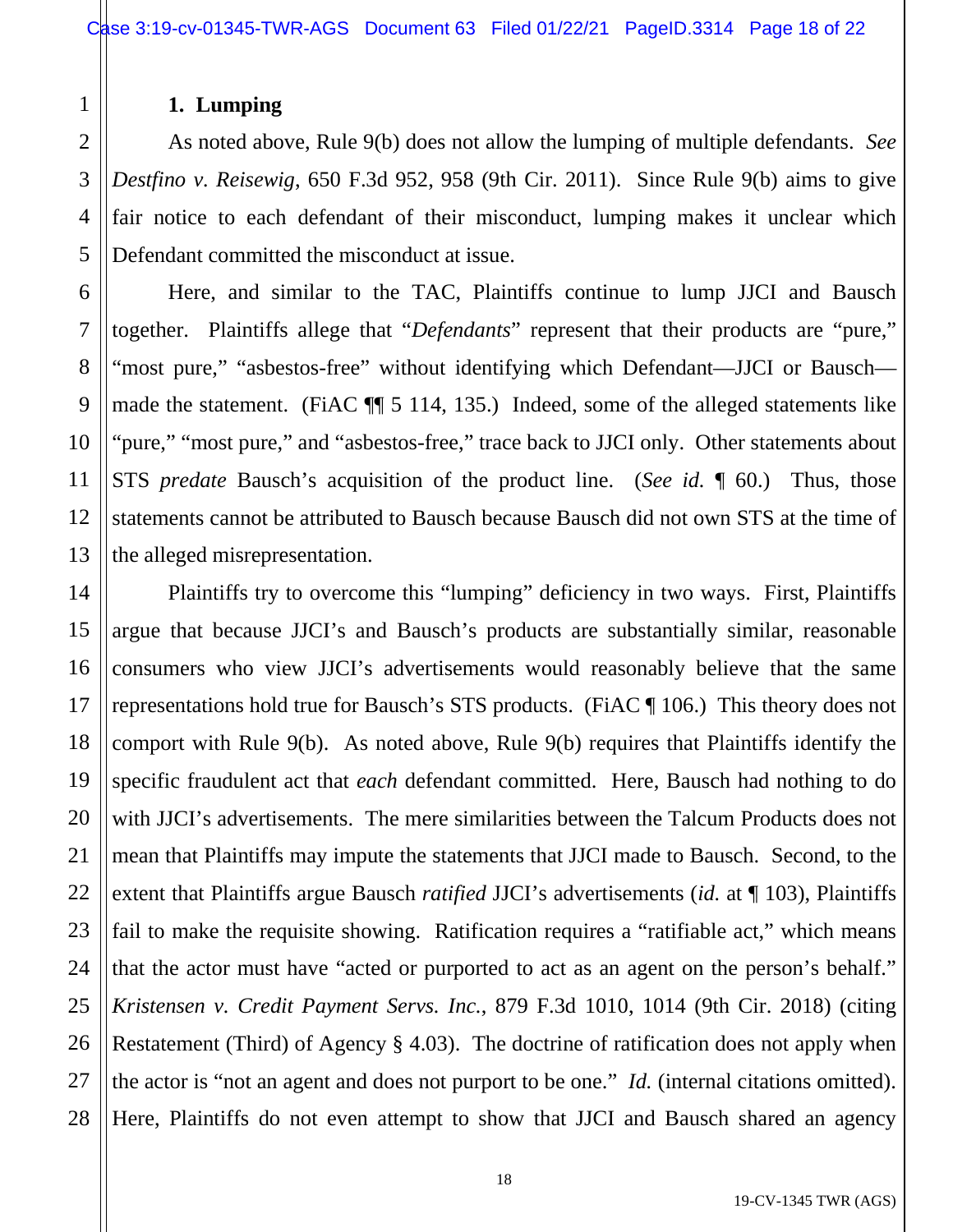### 1. Lumping

As noted above, Rule 9(b) does not allow the lumping of multiple defendants. *See Destfino v. Reisewig*, 650 F.3d 952, 958 (9th Cir. 2011). Since Rule 9(b) aims to give fair notice to each defendant of their misconduct, lumping makes it unclear which Defendant committed the misconduct at issue.

Here, and similar to the TAC, Plaintiffs continue to lump JJCI and Bausch together. Plaintiffs allege that "*Defendants*" represent that their products are "pure," "most pure," "asbestos-free" without identifying which Defendant—JJCI or Bausch—made the statement. (FiAC ¶¶ 5 114, 135.) Indeed, some of the alleged statements like "pure," "most pure," and "asbestos-free," trace back to JJCI only. Other statements about STS *predate* Bausch's acquisition of the product line. (*See id.* ¶ 60.) Thus, those statements cannot be attributed to Bausch because Bausch did not own STS at the time of the alleged misrepresentation.

Plaintiffs try to overcome this "lumping" deficiency in two ways. First, Plaintiffs argue that because JJCI's and Bausch's products are substantially similar, reasonable consumers who view JJCI's advertisements would reasonably believe that the same representations hold true for Bausch's STS products. (FiAC ¶ 106.) This theory does not comport with Rule 9(b). As noted above, Rule 9(b) requires that Plaintiffs identify the specific fraudulent act that *each* defendant committed. Here, Bausch had nothing to do with JJCI's advertisements. The mere similarities between the Talcum Products does not mean that Plaintiffs may impute the statements that JJCI made to Bausch. Second, to the extent that Plaintiffs argue Bausch *ratified* JJCI's advertisements (*id.* at ¶ 103), Plaintiffs fail to make the requisite showing. Ratification requires a "ratifiable act," which means that the actor must have "acted or purported to act as an agent on the person's behalf." *Kristensen v. Credit Payment Servs. Inc.*, 879 F.3d 1010, 1014 (9th Cir. 2018) (citing Restatement (Third) of Agency § 4.03). The doctrine of ratification does not apply when the actor is "not an agent and does not purport to be one." *Id.* (internal citations omitted). Here, Plaintiffs do not even attempt to show that JJCI and Bausch shared an agency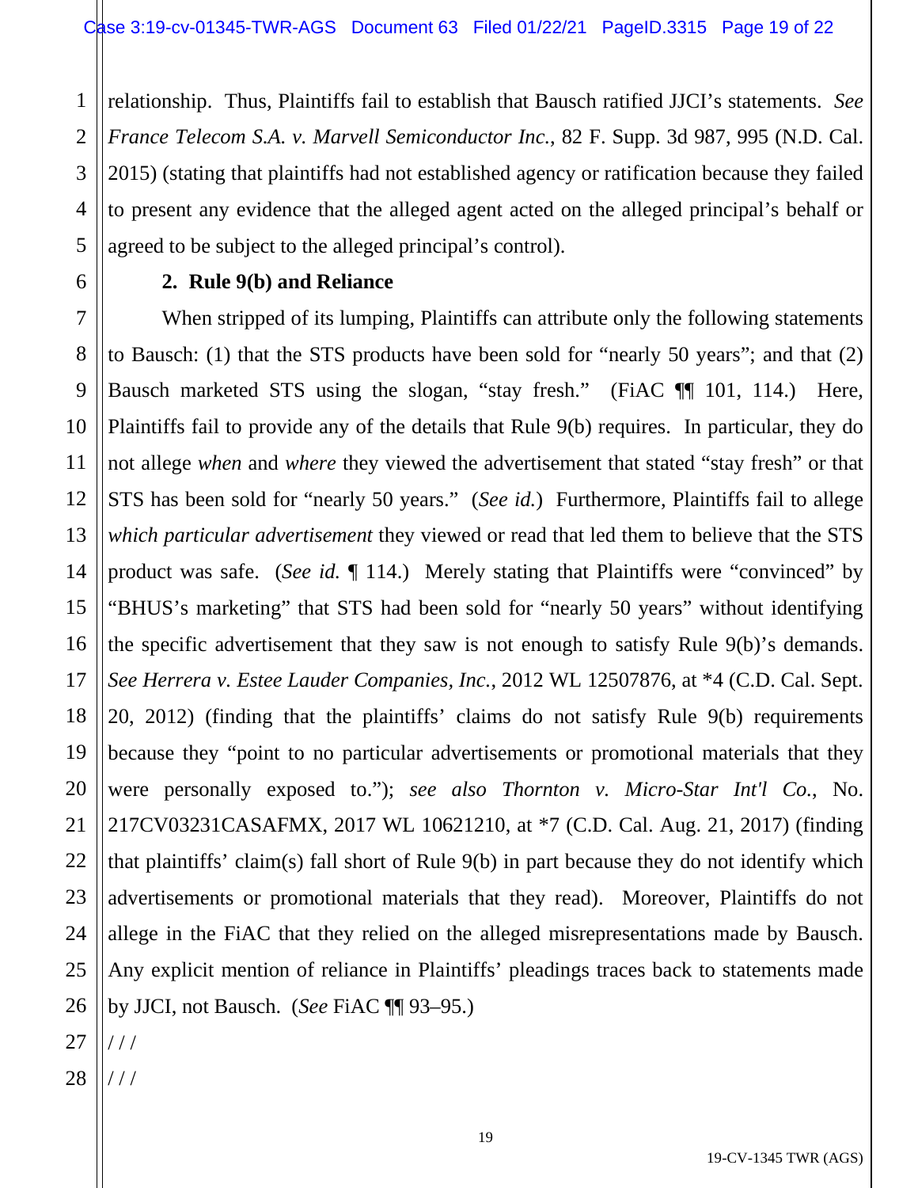relationship. Thus, Plaintiffs fail to establish that Bausch ratified JJCI's statements. *See France Telecom S.A. v. Marvell Semiconductor Inc.*, 82 F. Supp. 3d 987, 995 (N.D. Cal. 2015) (stating that plaintiffs had not established agency or ratification because they failed to present any evidence that the alleged agent acted on the alleged principal's behalf or agreed to be subject to the alleged principal's control).

**2. Rule 9(b) and Reliance**

When stripped of its lumping, Plaintiffs can attribute only the following statements to Bausch: (1) that the STS products have been sold for "nearly 50 years"; and that (2) Bausch marketed STS using the slogan, "stay fresh." (FiAC ¶¶ 101, 114.) Here, Plaintiffs fail to provide any of the details that Rule 9(b) requires. In particular, they do not allege *when* and *where* they viewed the advertisement that stated "stay fresh" or that STS has been sold for "nearly 50 years." (*See id.*) Furthermore, Plaintiffs fail to allege *which particular advertisement* they viewed or read that led them to believe that the STS product was safe. (*See id.* ¶ 114.) Merely stating that Plaintiffs were "convinced" by "BHUS's marketing" that STS had been sold for "nearly 50 years" without identifying the specific advertisement that they saw is not enough to satisfy Rule 9(b)'s demands. *See Herrera v. Estee Lauder Companies, Inc.*, 2012 WL 12507876, at *4 (C.D. Cal. Sept. 20, 2012) (finding that the plaintiffs' claims do not satisfy Rule 9(b) requirements because they "point to no particular advertisements or promotional materials that they were personally exposed to."); *see also Thornton v. Micro-Star Int'l Co.*, No. 217CV03231CASAFMX, 2017 WL 10621210, at *7 (C.D. Cal. Aug. 21, 2017) (finding that plaintiffs' claim(s) fall short of Rule 9(b) in part because they do not identify which advertisements or promotional materials that they read). Moreover, Plaintiffs do not allege in the FiAC that they relied on the alleged misrepresentations made by Bausch. Any explicit mention of reliance in Plaintiffs' pleadings traces back to statements made by JJCI, not Bausch. (*See* FiAC ¶¶ 93–95.)

/ / /

/ / /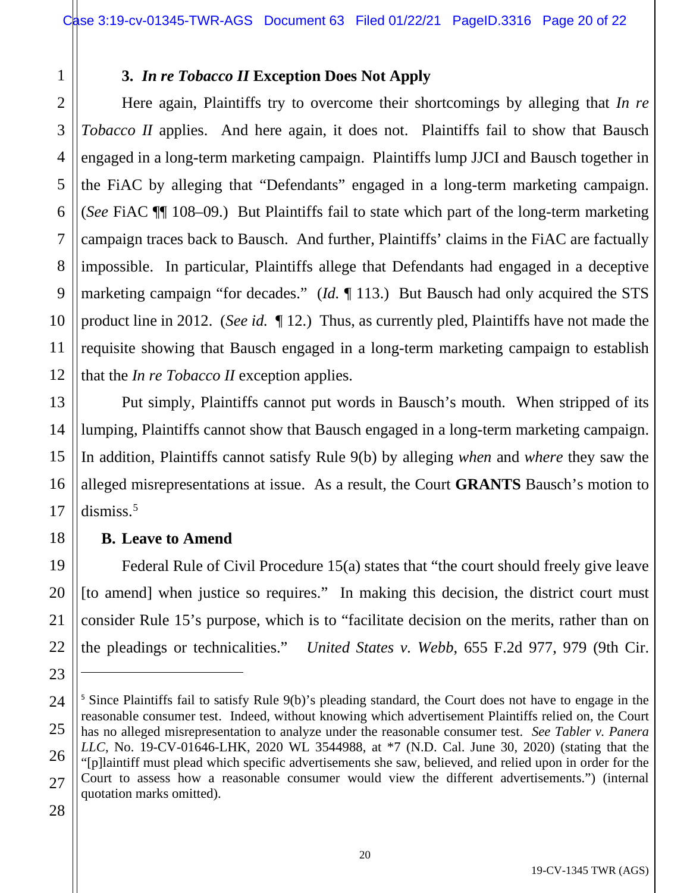### 3. *In re Tobacco II* Exception Does Not Apply

Here again, Plaintiffs try to overcome their shortcomings by alleging that *In re Tobacco II* applies. And here again, it does not. Plaintiffs fail to show that Bausch engaged in a long-term marketing campaign. Plaintiffs lump JJCI and Bausch together in the FiAC by alleging that "Defendants" engaged in a long-term marketing campaign. (*See* FiAC ¶¶ 108–09.) But Plaintiffs fail to state which part of the long-term marketing campaign traces back to Bausch. And further, Plaintiffs' claims in the FiAC are factually impossible. In particular, Plaintiffs allege that Defendants had engaged in a deceptive marketing campaign "for decades." (*Id.* ¶ 113.) But Bausch had only acquired the STS product line in 2012. (*See id.* ¶ 12.) Thus, as currently pled, Plaintiffs have not made the requisite showing that Bausch engaged in a long-term marketing campaign to establish that the *In re Tobacco II* exception applies.

Put simply, Plaintiffs cannot put words in Bausch's mouth. When stripped of its lumping, Plaintiffs cannot show that Bausch engaged in a long-term marketing campaign. In addition, Plaintiffs cannot satisfy Rule 9(b) by alleging *when* and *where* they saw the alleged misrepresentations at issue. As a result, the Court **GRANTS** Bausch's motion to dismiss.[5]

## B. Leave to Amend

Federal Rule of Civil Procedure 15(a) states that "the court should freely give leave [to amend] when justice so requires." In making this decision, the district court must consider Rule 15's purpose, which is to "facilitate decision on the merits, rather than on the pleadings or technicalities." *United States v. Webb*, 655 F.2d 977, 979 (9th Cir.

---

[5] Since Plaintiffs fail to satisfy Rule 9(b)'s pleading standard, the Court does not have to engage in the reasonable consumer test. Indeed, without knowing which advertisement Plaintiffs relied on, the Court has no alleged misrepresentation to analyze under the reasonable consumer test. *See Tabler v. Panera LLC*, No. 19-CV-01646-LHK, 2020 WL 3544988, at *7 (N.D. Cal. June 30, 2020) (stating that the "[p]laintiff must plead which specific advertisements she saw, believed, and relied upon in order for the Court to assess how a reasonable consumer would view the different advertisements.") (internal quotation marks omitted).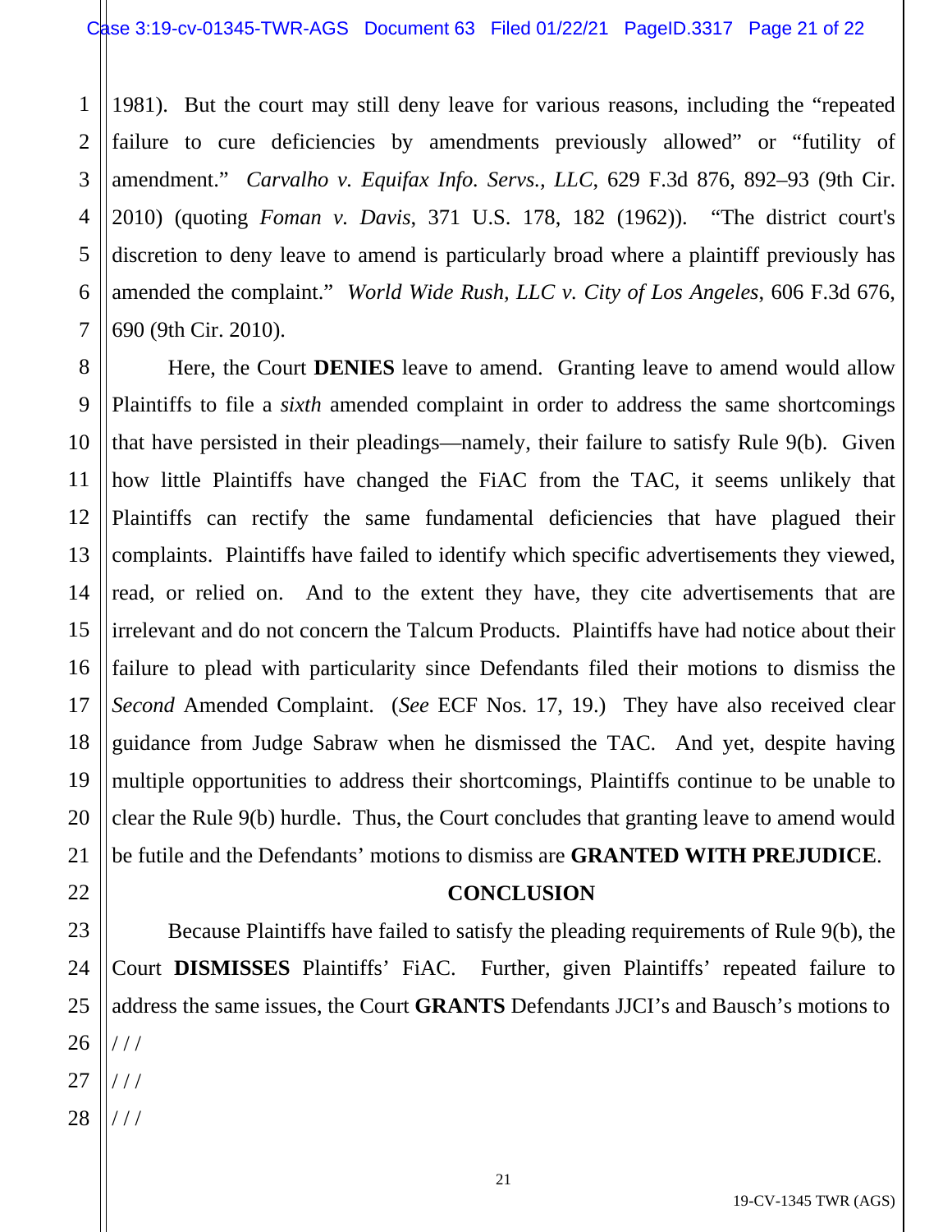1981). But the court may still deny leave for various reasons, including the "repeated failure to cure deficiencies by amendments previously allowed" or "futility of amendment." *Carvalho v. Equifax Info. Servs., LLC*, 629 F.3d 876, 892–93 (9th Cir. 2010) (quoting *Foman v. Davis*, 371 U.S. 178, 182 (1962)). "The district court's discretion to deny leave to amend is particularly broad where a plaintiff previously has amended the complaint." *World Wide Rush, LLC v. City of Los Angeles*, 606 F.3d 676, 690 (9th Cir. 2010).

Here, the Court **DENIES** leave to amend. Granting leave to amend would allow Plaintiffs to file a *sixth* amended complaint in order to address the same shortcomings that have persisted in their pleadings—namely, their failure to satisfy Rule 9(b). Given how little Plaintiffs have changed the FiAC from the TAC, it seems unlikely that Plaintiffs can rectify the same fundamental deficiencies that have plagued their complaints. Plaintiffs have failed to identify which specific advertisements they viewed, read, or relied on. And to the extent they have, they cite advertisements that are irrelevant and do not concern the Talcum Products. Plaintiffs have had notice about their failure to plead with particularity since Defendants filed their motions to dismiss the *Second* Amended Complaint. (*See* ECF Nos. 17, 19.) They have also received clear guidance from Judge Sabraw when he dismissed the TAC. And yet, despite having multiple opportunities to address their shortcomings, Plaintiffs continue to be unable to clear the Rule 9(b) hurdle. Thus, the Court concludes that granting leave to amend would be futile and the Defendants' motions to dismiss are **GRANTED WITH PREJUDICE**.

## CONCLUSION

Because Plaintiffs have failed to satisfy the pleading requirements of Rule 9(b), the Court **DISMISSES** Plaintiffs' FiAC. Further, given Plaintiffs' repeated failure to address the same issues, the Court **GRANTS** Defendants JJCI's and Bausch's motions to

/ / /

/ / /

/ / /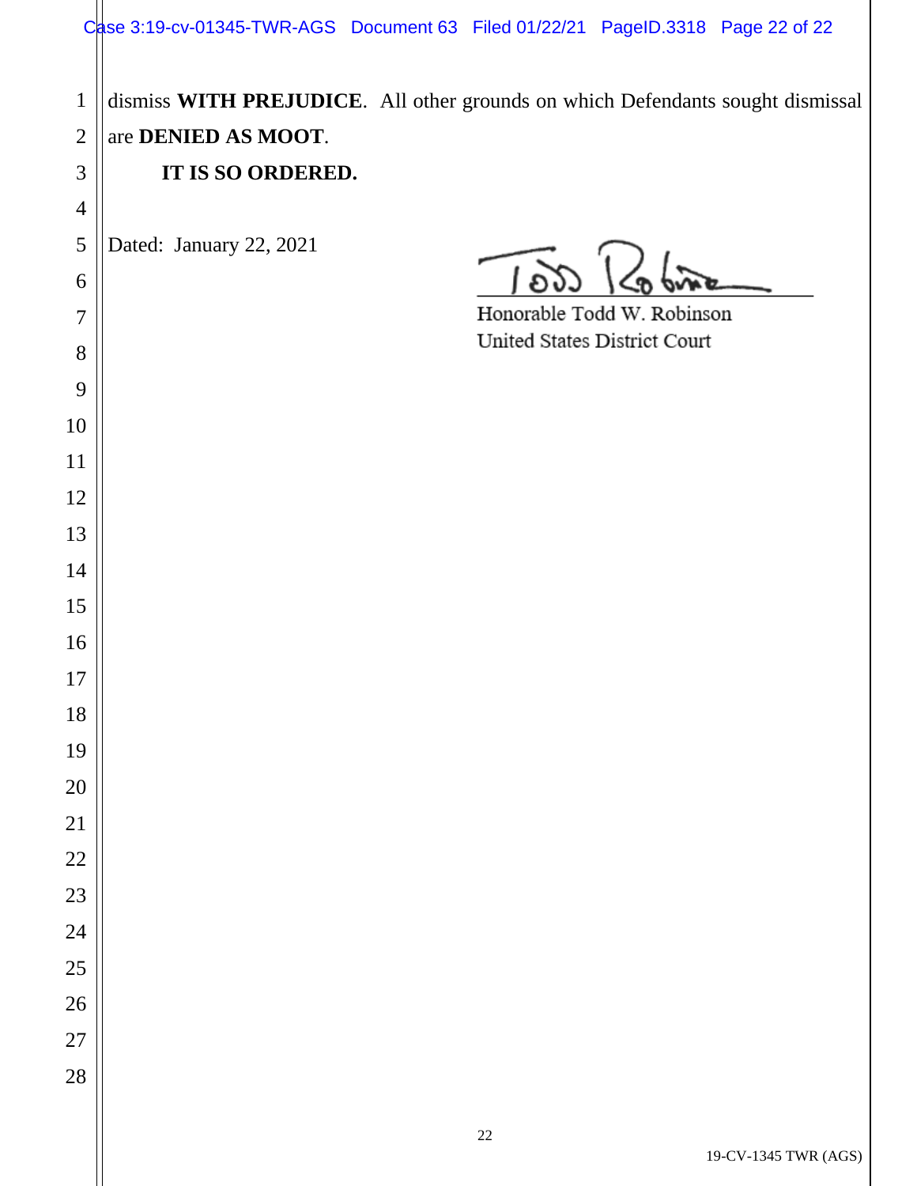dismiss **WITH PREJUDICE**. All other grounds on which Defendants sought dismissal are **DENIED AS MOOT**.

**IT IS SO ORDERED.**

Dated: January 22, 2021

Honorable Todd W. Robinson
United States District Court